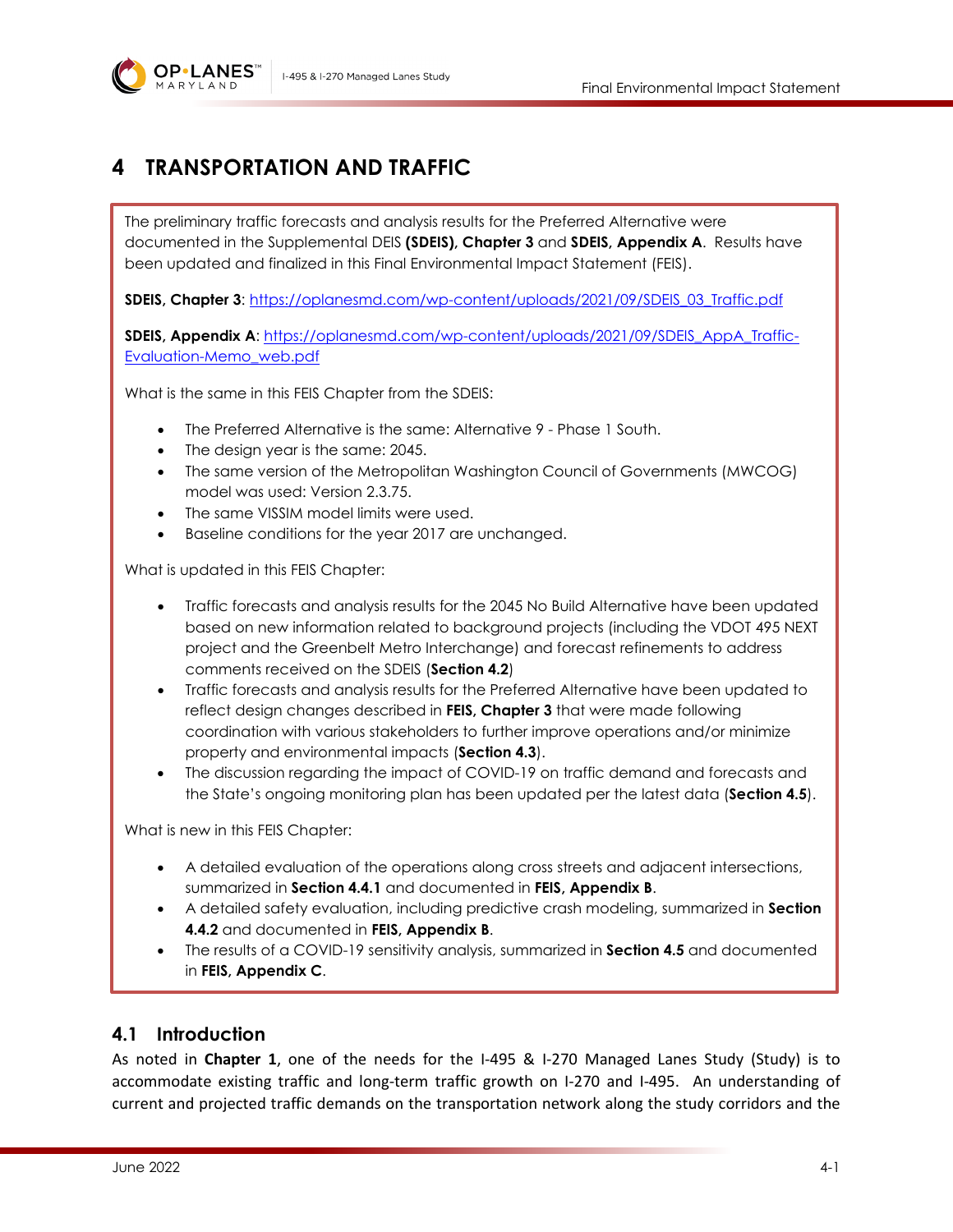# 4 TRANSPORTATION AND TRAFFIC

The preliminary traffic forecasts and analysis results for the Preferred Alternative were documented in the Supplemental DEIS **(SDEIS), Chapter 3** and **SDEIS, Appendix A**. Results have been updated and finalized in this Final Environmental Impact Statement (FEIS).

**SDEIS, Chapter 3**: https://oplanesmd.com/wp-content/uploads/2021/09/SDEIS_03_Traffic.pdf

**SDEIS, Appendix A**: https://oplanesmd.com/wp-content/uploads/2021/09/SDEIS_AppA_Traffic-Evaluation-Memo_web.pdf

What is the same in this FEIS Chapter from the SDEIS:

- The Preferred Alternative is the same: Alternative 9 - Phase 1 South.
- The design year is the same: 2045.
- The same version of the Metropolitan Washington Council of Governments (MWCOG) model was used: Version 2.3.75.
- The same VISSIM model limits were used.
- Baseline conditions for the year 2017 are unchanged.

What is updated in this FEIS Chapter:

- Traffic forecasts and analysis results for the 2045 No Build Alternative have been updated based on new information related to background projects (including the VDOT 495 NEXT project and the Greenbelt Metro Interchange) and forecast refinements to address comments received on the SDEIS (**Section 4.2**)
- Traffic forecasts and analysis results for the Preferred Alternative have been updated to reflect design changes described in **FEIS, Chapter 3** that were made following coordination with various stakeholders to further improve operations and/or minimize property and environmental impacts (**Section 4.3**).
- The discussion regarding the impact of COVID-19 on traffic demand and forecasts and the State's ongoing monitoring plan has been updated per the latest data (**Section 4.5**).

What is new in this FEIS Chapter:

- A detailed evaluation of the operations along cross streets and adjacent intersections, summarized in **Section 4.4.1** and documented in **FEIS, Appendix B**.
- A detailed safety evaluation, including predictive crash modeling, summarized in **Section 4.4.2** and documented in **FEIS, Appendix B**.
- The results of a COVID-19 sensitivity analysis, summarized in **Section 4.5** and documented in **FEIS, Appendix C**.

## 4.1 Introduction

As noted in **Chapter 1**, one of the needs for the I-495 & I-270 Managed Lanes Study (Study) is to accommodate existing traffic and long-term traffic growth on I-270 and I-495. An understanding of current and projected traffic demands on the transportation network along the study corridors and the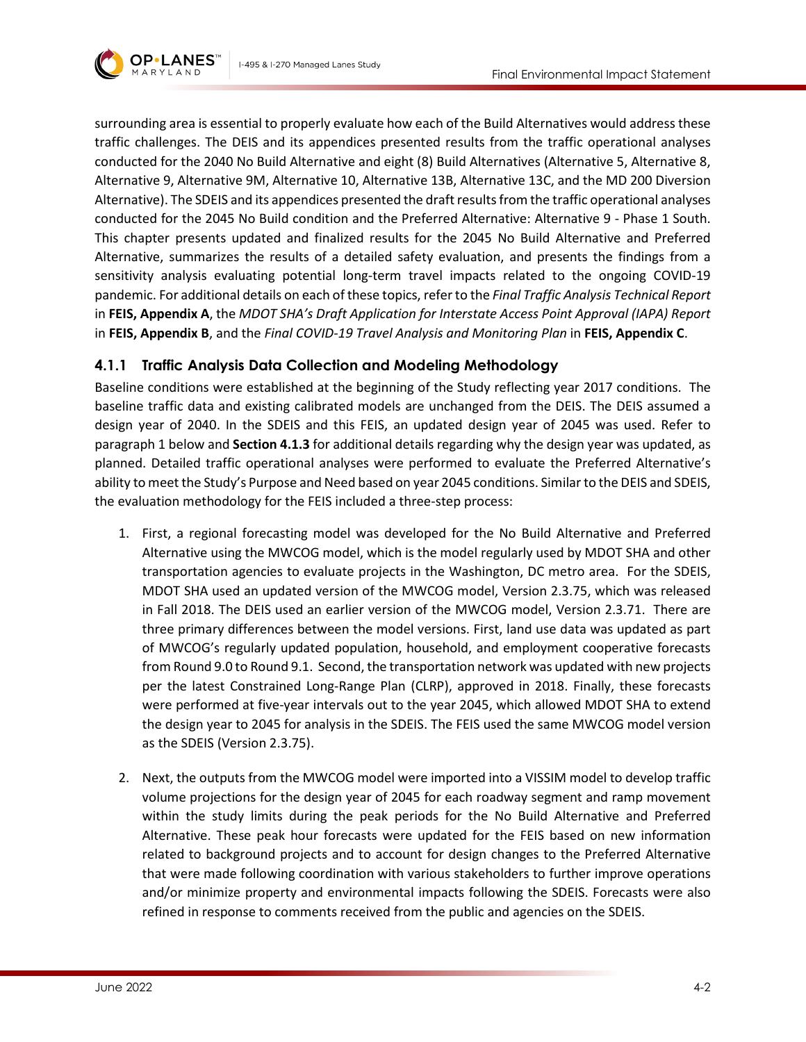surrounding area is essential to properly evaluate how each of the Build Alternatives would address these traffic challenges. The DEIS and its appendices presented results from the traffic operational analyses conducted for the 2040 No Build Alternative and eight (8) Build Alternatives (Alternative 5, Alternative 8, Alternative 9, Alternative 9M, Alternative 10, Alternative 13B, Alternative 13C, and the MD 200 Diversion Alternative). The SDEIS and its appendices presented the draft results from the traffic operational analyses conducted for the 2045 No Build condition and the Preferred Alternative: Alternative 9 - Phase 1 South. This chapter presents updated and finalized results for the 2045 No Build Alternative and Preferred Alternative, summarizes the results of a detailed safety evaluation, and presents the findings from a sensitivity analysis evaluating potential long-term travel impacts related to the ongoing COVID-19 pandemic. For additional details on each of these topics, refer to the *Final Traffic Analysis Technical Report* in **FEIS, Appendix A**, the *MDOT SHA's Draft Application for Interstate Access Point Approval (IAPA) Report* in **FEIS, Appendix B**, and the *Final COVID-19 Travel Analysis and Monitoring Plan* in **FEIS, Appendix C**.

### 4.1.1 Traffic Analysis Data Collection and Modeling Methodology

Baseline conditions were established at the beginning of the Study reflecting year 2017 conditions. The baseline traffic data and existing calibrated models are unchanged from the DEIS. The DEIS assumed a design year of 2040. In the SDEIS and this FEIS, an updated design year of 2045 was used. Refer to paragraph 1 below and **Section 4.1.3** for additional details regarding why the design year was updated, as planned. Detailed traffic operational analyses were performed to evaluate the Preferred Alternative's ability to meet the Study's Purpose and Need based on year 2045 conditions. Similar to the DEIS and SDEIS, the evaluation methodology for the FEIS included a three-step process:

1. First, a regional forecasting model was developed for the No Build Alternative and Preferred Alternative using the MWCOG model, which is the model regularly used by MDOT SHA and other transportation agencies to evaluate projects in the Washington, DC metro area. For the SDEIS, MDOT SHA used an updated version of the MWCOG model, Version 2.3.75, which was released in Fall 2018. The DEIS used an earlier version of the MWCOG model, Version 2.3.71. There are three primary differences between the model versions. First, land use data was updated as part of MWCOG's regularly updated population, household, and employment cooperative forecasts from Round 9.0 to Round 9.1. Second, the transportation network was updated with new projects per the latest Constrained Long-Range Plan (CLRP), approved in 2018. Finally, these forecasts were performed at five-year intervals out to the year 2045, which allowed MDOT SHA to extend the design year to 2045 for analysis in the SDEIS. The FEIS used the same MWCOG model version as the SDEIS (Version 2.3.75).

2. Next, the outputs from the MWCOG model were imported into a VISSIM model to develop traffic volume projections for the design year of 2045 for each roadway segment and ramp movement within the study limits during the peak periods for the No Build Alternative and Preferred Alternative. These peak hour forecasts were updated for the FEIS based on new information related to background projects and to account for design changes to the Preferred Alternative that were made following coordination with various stakeholders to further improve operations and/or minimize property and environmental impacts following the SDEIS. Forecasts were also refined in response to comments received from the public and agencies on the SDEIS.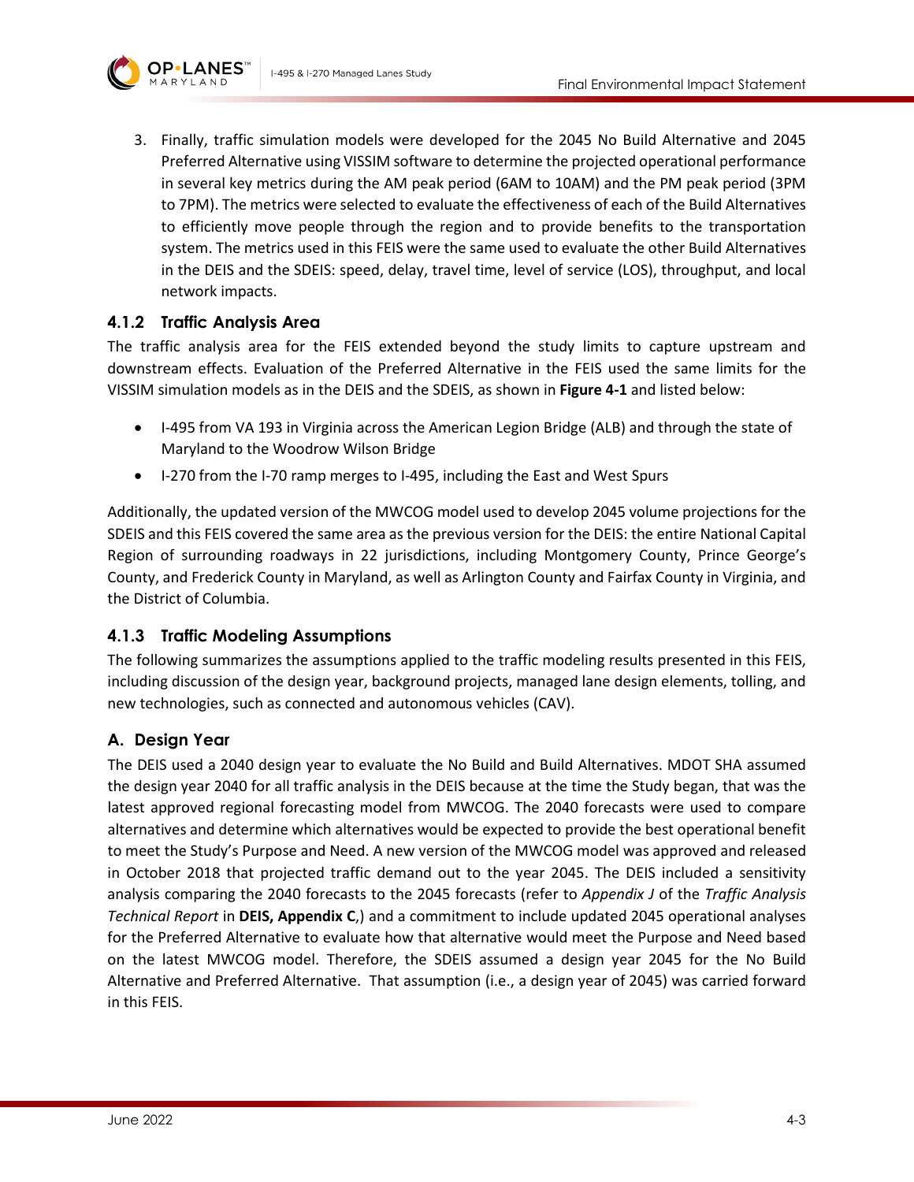3. Finally, traffic simulation models were developed for the 2045 No Build Alternative and 2045 Preferred Alternative using VISSIM software to determine the projected operational performance in several key metrics during the AM peak period (6AM to 10AM) and the PM peak period (3PM to 7PM). The metrics were selected to evaluate the effectiveness of each of the Build Alternatives to efficiently move people through the region and to provide benefits to the transportation system. The metrics used in this FEIS were the same used to evaluate the other Build Alternatives in the DEIS and the SDEIS: speed, delay, travel time, level of service (LOS), throughput, and local network impacts.

### 4.1.2 Traffic Analysis Area

The traffic analysis area for the FEIS extended beyond the study limits to capture upstream and downstream effects. Evaluation of the Preferred Alternative in the FEIS used the same limits for the VISSIM simulation models as in the DEIS and the SDEIS, as shown in **Figure 4-1** and listed below:

- I-495 from VA 193 in Virginia across the American Legion Bridge (ALB) and through the state of Maryland to the Woodrow Wilson Bridge
- I-270 from the I-70 ramp merges to I-495, including the East and West Spurs

Additionally, the updated version of the MWCOG model used to develop 2045 volume projections for the SDEIS and this FEIS covered the same area as the previous version for the DEIS: the entire National Capital Region of surrounding roadways in 22 jurisdictions, including Montgomery County, Prince George's County, and Frederick County in Maryland, as well as Arlington County and Fairfax County in Virginia, and the District of Columbia.

### 4.1.3 Traffic Modeling Assumptions

The following summarizes the assumptions applied to the traffic modeling results presented in this FEIS, including discussion of the design year, background projects, managed lane design elements, tolling, and new technologies, such as connected and autonomous vehicles (CAV).

### A. Design Year

The DEIS used a 2040 design year to evaluate the No Build and Build Alternatives. MDOT SHA assumed the design year 2040 for all traffic analysis in the DEIS because at the time the Study began, that was the latest approved regional forecasting model from MWCOG. The 2040 forecasts were used to compare alternatives and determine which alternatives would be expected to provide the best operational benefit to meet the Study's Purpose and Need. A new version of the MWCOG model was approved and released in October 2018 that projected traffic demand out to the year 2045. The DEIS included a sensitivity analysis comparing the 2040 forecasts to the 2045 forecasts (refer to *Appendix J* of the *Traffic Analysis Technical Report* in **DEIS, Appendix C**,) and a commitment to include updated 2045 operational analyses for the Preferred Alternative to evaluate how that alternative would meet the Purpose and Need based on the latest MWCOG model. Therefore, the SDEIS assumed a design year 2045 for the No Build Alternative and Preferred Alternative. That assumption (i.e., a design year of 2045) was carried forward in this FEIS.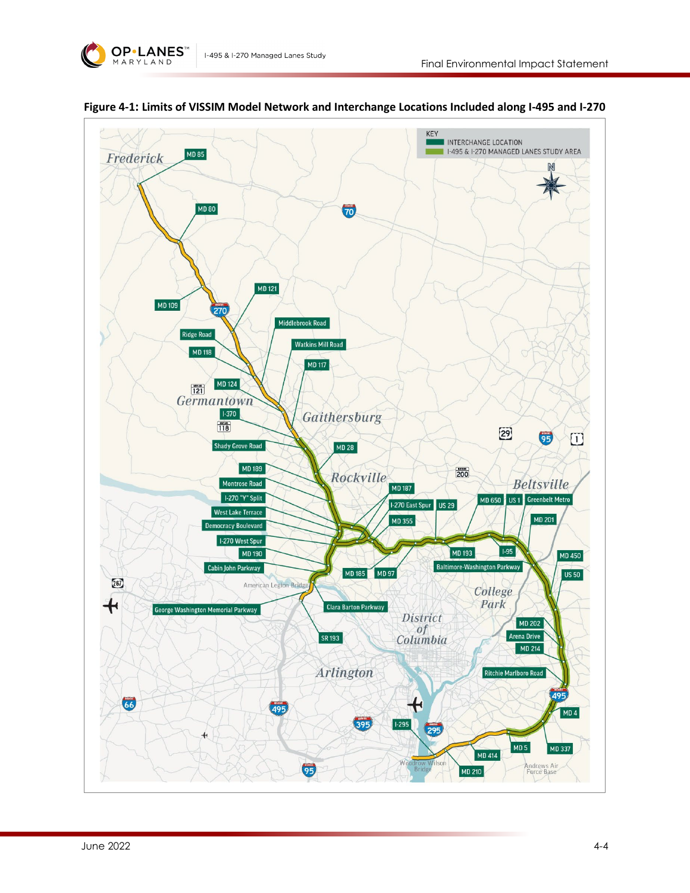**Figure 4-1: Limits of VISSIM Model Network and Interchange Locations Included along I-495 and I-270**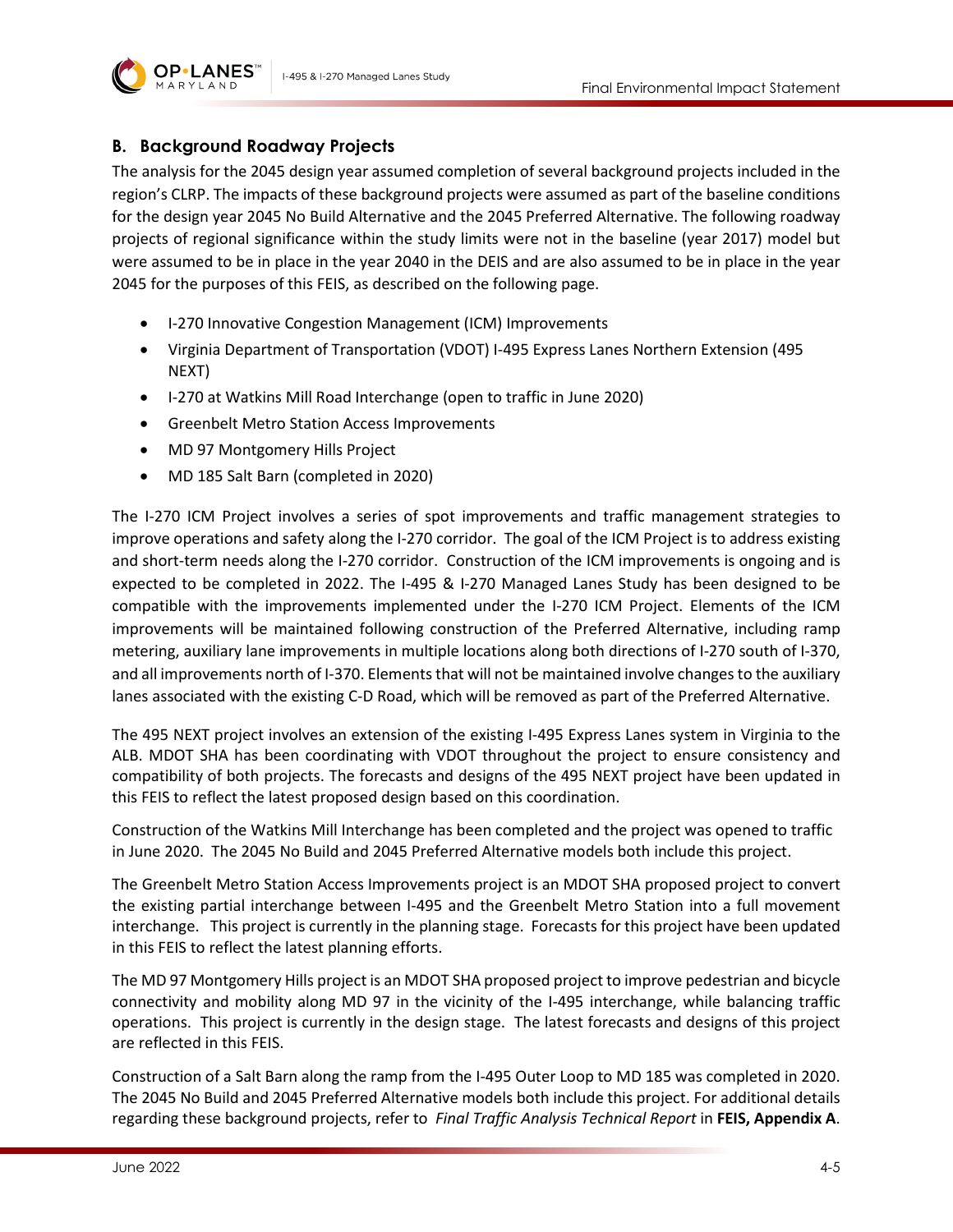## B. Background Roadway Projects

The analysis for the 2045 design year assumed completion of several background projects included in the region's CLRP. The impacts of these background projects were assumed as part of the baseline conditions for the design year 2045 No Build Alternative and the 2045 Preferred Alternative. The following roadway projects of regional significance within the study limits were not in the baseline (year 2017) model but were assumed to be in place in the year 2040 in the DEIS and are also assumed to be in place in the year 2045 for the purposes of this FEIS, as described on the following page.

- I-270 Innovative Congestion Management (ICM) Improvements
- Virginia Department of Transportation (VDOT) I-495 Express Lanes Northern Extension (495 NEXT)
- I-270 at Watkins Mill Road Interchange (open to traffic in June 2020)
- Greenbelt Metro Station Access Improvements
- MD 97 Montgomery Hills Project
- MD 185 Salt Barn (completed in 2020)

The I-270 ICM Project involves a series of spot improvements and traffic management strategies to improve operations and safety along the I-270 corridor. The goal of the ICM Project is to address existing and short-term needs along the I-270 corridor. Construction of the ICM improvements is ongoing and is expected to be completed in 2022. The I-495 & I-270 Managed Lanes Study has been designed to be compatible with the improvements implemented under the I-270 ICM Project. Elements of the ICM improvements will be maintained following construction of the Preferred Alternative, including ramp metering, auxiliary lane improvements in multiple locations along both directions of I-270 south of I-370, and all improvements north of I-370. Elements that will not be maintained involve changes to the auxiliary lanes associated with the existing C-D Road, which will be removed as part of the Preferred Alternative.

The 495 NEXT project involves an extension of the existing I-495 Express Lanes system in Virginia to the ALB. MDOT SHA has been coordinating with VDOT throughout the project to ensure consistency and compatibility of both projects. The forecasts and designs of the 495 NEXT project have been updated in this FEIS to reflect the latest proposed design based on this coordination.

Construction of the Watkins Mill Interchange has been completed and the project was opened to traffic in June 2020. The 2045 No Build and 2045 Preferred Alternative models both include this project.

The Greenbelt Metro Station Access Improvements project is an MDOT SHA proposed project to convert the existing partial interchange between I-495 and the Greenbelt Metro Station into a full movement interchange. This project is currently in the planning stage. Forecasts for this project have been updated in this FEIS to reflect the latest planning efforts.

The MD 97 Montgomery Hills project is an MDOT SHA proposed project to improve pedestrian and bicycle connectivity and mobility along MD 97 in the vicinity of the I-495 interchange, while balancing traffic operations. This project is currently in the design stage. The latest forecasts and designs of this project are reflected in this FEIS.

Construction of a Salt Barn along the ramp from the I-495 Outer Loop to MD 185 was completed in 2020. The 2045 No Build and 2045 Preferred Alternative models both include this project. For additional details regarding these background projects, refer to *Final Traffic Analysis Technical Report* in **FEIS, Appendix A**.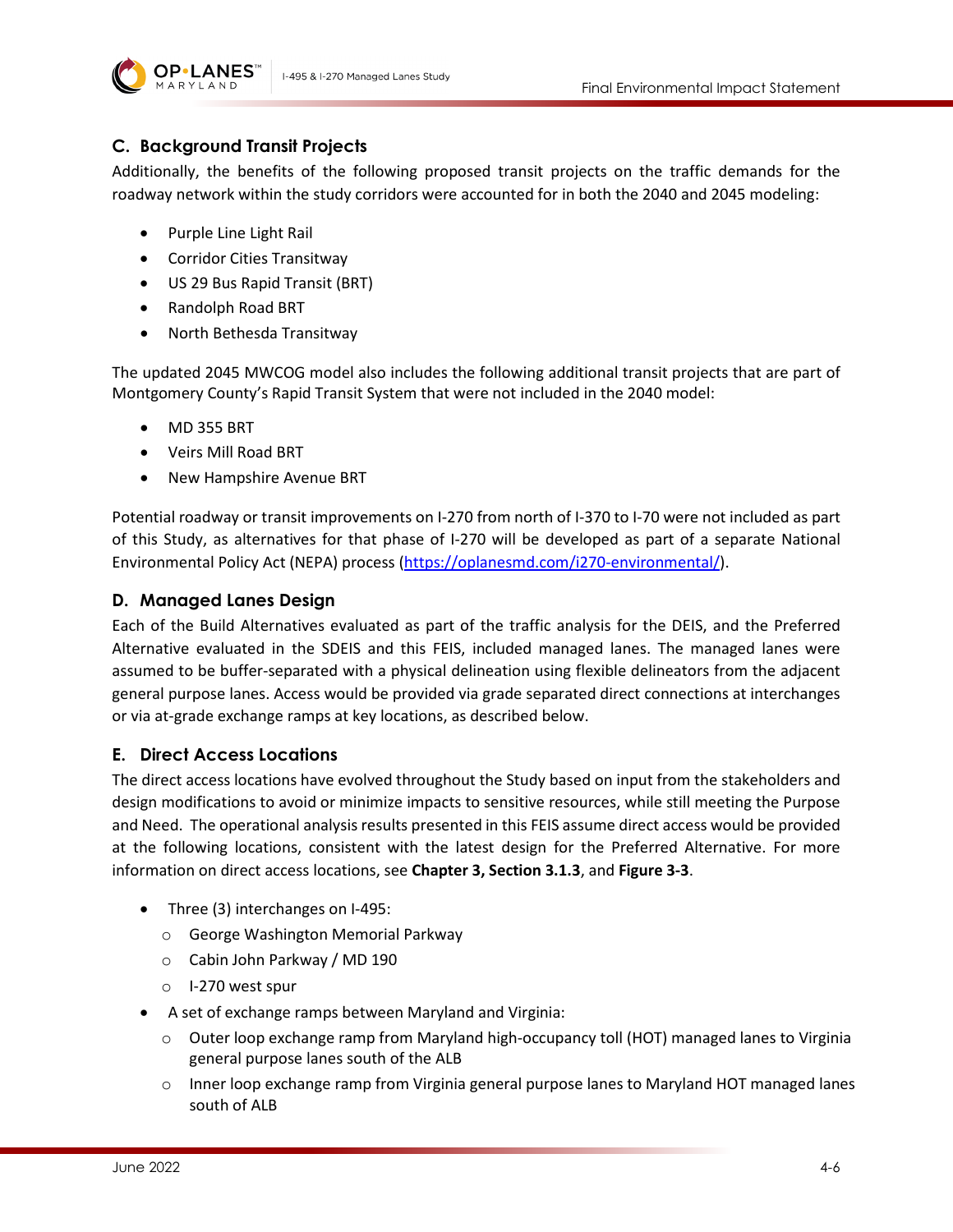### C. Background Transit Projects

Additionally, the benefits of the following proposed transit projects on the traffic demands for the roadway network within the study corridors were accounted for in both the 2040 and 2045 modeling:

- Purple Line Light Rail
- Corridor Cities Transitway
- US 29 Bus Rapid Transit (BRT)
- Randolph Road BRT
- North Bethesda Transitway

The updated 2045 MWCOG model also includes the following additional transit projects that are part of Montgomery County's Rapid Transit System that were not included in the 2040 model:

- MD 355 BRT
- Veirs Mill Road BRT
- New Hampshire Avenue BRT

Potential roadway or transit improvements on I-270 from north of I-370 to I-70 were not included as part of this Study, as alternatives for that phase of I-270 will be developed as part of a separate National Environmental Policy Act (NEPA) process (https://oplanesmd.com/i270-environmental/).

### D. Managed Lanes Design

Each of the Build Alternatives evaluated as part of the traffic analysis for the DEIS, and the Preferred Alternative evaluated in the SDEIS and this FEIS, included managed lanes. The managed lanes were assumed to be buffer-separated with a physical delineation using flexible delineators from the adjacent general purpose lanes. Access would be provided via grade separated direct connections at interchanges or via at-grade exchange ramps at key locations, as described below.

### E. Direct Access Locations

The direct access locations have evolved throughout the Study based on input from the stakeholders and design modifications to avoid or minimize impacts to sensitive resources, while still meeting the Purpose and Need. The operational analysis results presented in this FEIS assume direct access would be provided at the following locations, consistent with the latest design for the Preferred Alternative. For more information on direct access locations, see **Chapter 3, Section 3.1.3**, and **Figure 3-3**.

- Three (3) interchanges on I-495:
  - George Washington Memorial Parkway
  - Cabin John Parkway / MD 190
  - I-270 west spur
- A set of exchange ramps between Maryland and Virginia:
  - Outer loop exchange ramp from Maryland high-occupancy toll (HOT) managed lanes to Virginia general purpose lanes south of the ALB
  - Inner loop exchange ramp from Virginia general purpose lanes to Maryland HOT managed lanes south of ALB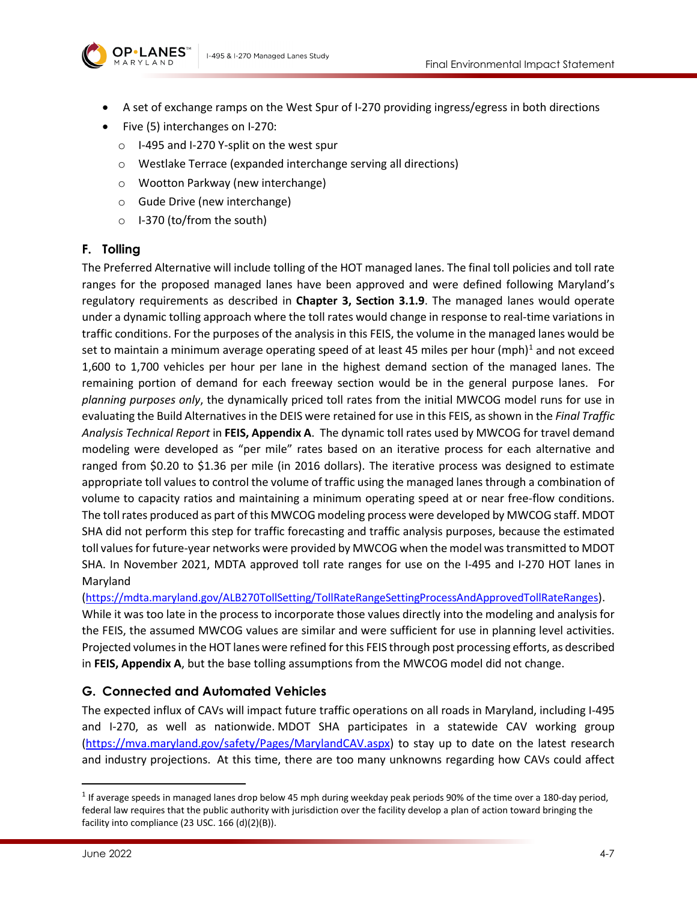- A set of exchange ramps on the West Spur of I-270 providing ingress/egress in both directions
- Five (5) interchanges on I-270:
  - I-495 and I-270 Y-split on the west spur
  - Westlake Terrace (expanded interchange serving all directions)
  - Wootton Parkway (new interchange)
  - Gude Drive (new interchange)
  - I-370 (to/from the south)

## F. Tolling

The Preferred Alternative will include tolling of the HOT managed lanes. The final toll policies and toll rate ranges for the proposed managed lanes have been approved and were defined following Maryland's regulatory requirements as described in **Chapter 3, Section 3.1.9**. The managed lanes would operate under a dynamic tolling approach where the toll rates would change in response to real-time variations in traffic conditions. For the purposes of the analysis in this FEIS, the volume in the managed lanes would be set to maintain a minimum average operating speed of at least 45 miles per hour (mph)[1] and not exceed 1,600 to 1,700 vehicles per hour per lane in the highest demand section of the managed lanes. The remaining portion of demand for each freeway section would be in the general purpose lanes. For *planning purposes only*, the dynamically priced toll rates from the initial MWCOG model runs for use in evaluating the Build Alternatives in the DEIS were retained for use in this FEIS, as shown in the *Final Traffic Analysis Technical Report* in **FEIS, Appendix A**. The dynamic toll rates used by MWCOG for travel demand modeling were developed as "per mile" rates based on an iterative process for each alternative and ranged from $0.20 to $1.36 per mile (in 2016 dollars). The iterative process was designed to estimate appropriate toll values to control the volume of traffic using the managed lanes through a combination of volume to capacity ratios and maintaining a minimum operating speed at or near free-flow conditions. The toll rates produced as part of this MWCOG modeling process were developed by MWCOG staff. MDOT SHA did not perform this step for traffic forecasting and traffic analysis purposes, because the estimated toll values for future-year networks were provided by MWCOG when the model was transmitted to MDOT SHA. In November 2021, MDTA approved toll rate ranges for use on the I-495 and I-270 HOT lanes in Maryland (https://mdta.maryland.gov/ALB270TollSetting/TollRateRangeSettingProcessAndApprovedTollRateRanges). While it was too late in the process to incorporate those values directly into the modeling and analysis for the FEIS, the assumed MWCOG values are similar and were sufficient for use in planning level activities. Projected volumes in the HOT lanes were refined for this FEIS through post processing efforts, as described in **FEIS, Appendix A**, but the base tolling assumptions from the MWCOG model did not change.

## G. Connected and Automated Vehicles

The expected influx of CAVs will impact future traffic operations on all roads in Maryland, including I-495 and I-270, as well as nationwide. MDOT SHA participates in a statewide CAV working group (https://mva.maryland.gov/safety/Pages/MarylandCAV.aspx) to stay up to date on the latest research and industry projections. At this time, there are too many unknowns regarding how CAVs could affect

---

[1] If average speeds in managed lanes drop below 45 mph during weekday peak periods 90% of the time over a 180-day period, federal law requires that the public authority with jurisdiction over the facility develop a plan of action toward bringing the facility into compliance (23 USC. 166 (d)(2)(B)).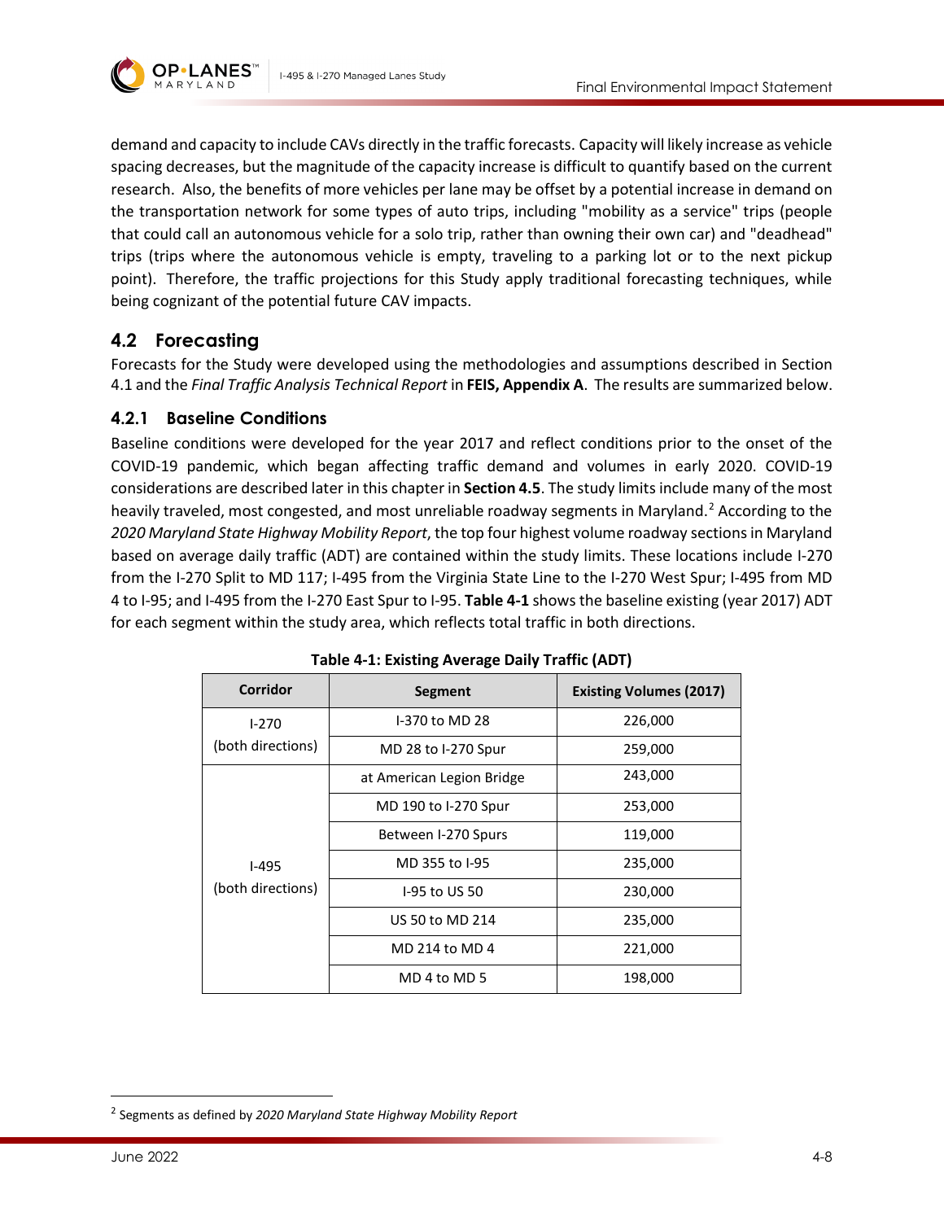demand and capacity to include CAVs directly in the traffic forecasts. Capacity will likely increase as vehicle spacing decreases, but the magnitude of the capacity increase is difficult to quantify based on the current research. Also, the benefits of more vehicles per lane may be offset by a potential increase in demand on the transportation network for some types of auto trips, including "mobility as a service" trips (people that could call an autonomous vehicle for a solo trip, rather than owning their own car) and "deadhead" trips (trips where the autonomous vehicle is empty, traveling to a parking lot or to the next pickup point). Therefore, the traffic projections for this Study apply traditional forecasting techniques, while being cognizant of the potential future CAV impacts.

## 4.2 Forecasting

Forecasts for the Study were developed using the methodologies and assumptions described in Section 4.1 and the *Final Traffic Analysis Technical Report* in **FEIS, Appendix A**. The results are summarized below.

### 4.2.1 Baseline Conditions

Baseline conditions were developed for the year 2017 and reflect conditions prior to the onset of the COVID-19 pandemic, which began affecting traffic demand and volumes in early 2020. COVID-19 considerations are described later in this chapter in **Section 4.5**. The study limits include many of the most heavily traveled, most congested, and most unreliable roadway segments in Maryland.[2] According to the *2020 Maryland State Highway Mobility Report*, the top four highest volume roadway sections in Maryland based on average daily traffic (ADT) are contained within the study limits. These locations include I-270 from the I-270 Split to MD 117; I-495 from the Virginia State Line to the I-270 West Spur; I-495 from MD 4 to I-95; and I-495 from the I-270 East Spur to I-95. **Table 4-1** shows the baseline existing (year 2017) ADT for each segment within the study area, which reflects total traffic in both directions.

**Table 4-1: Existing Average Daily Traffic (ADT)**

| Corridor | Segment | Existing Volumes (2017) |
|---|---|---|
| I-270 (both directions) | I-370 to MD 28 | 226,000 |
| | MD 28 to I-270 Spur | 259,000 |
| I-495 (both directions) | at American Legion Bridge | 243,000 |
| | MD 190 to I-270 Spur | 253,000 |
| | Between I-270 Spurs | 119,000 |
| | MD 355 to I-95 | 235,000 |
| | I-95 to US 50 | 230,000 |
| | US 50 to MD 214 | 235,000 |
| | MD 214 to MD 4 | 221,000 |
| | MD 4 to MD 5 | 198,000 |

[2] Segments as defined by *2020 Maryland State Highway Mobility Report*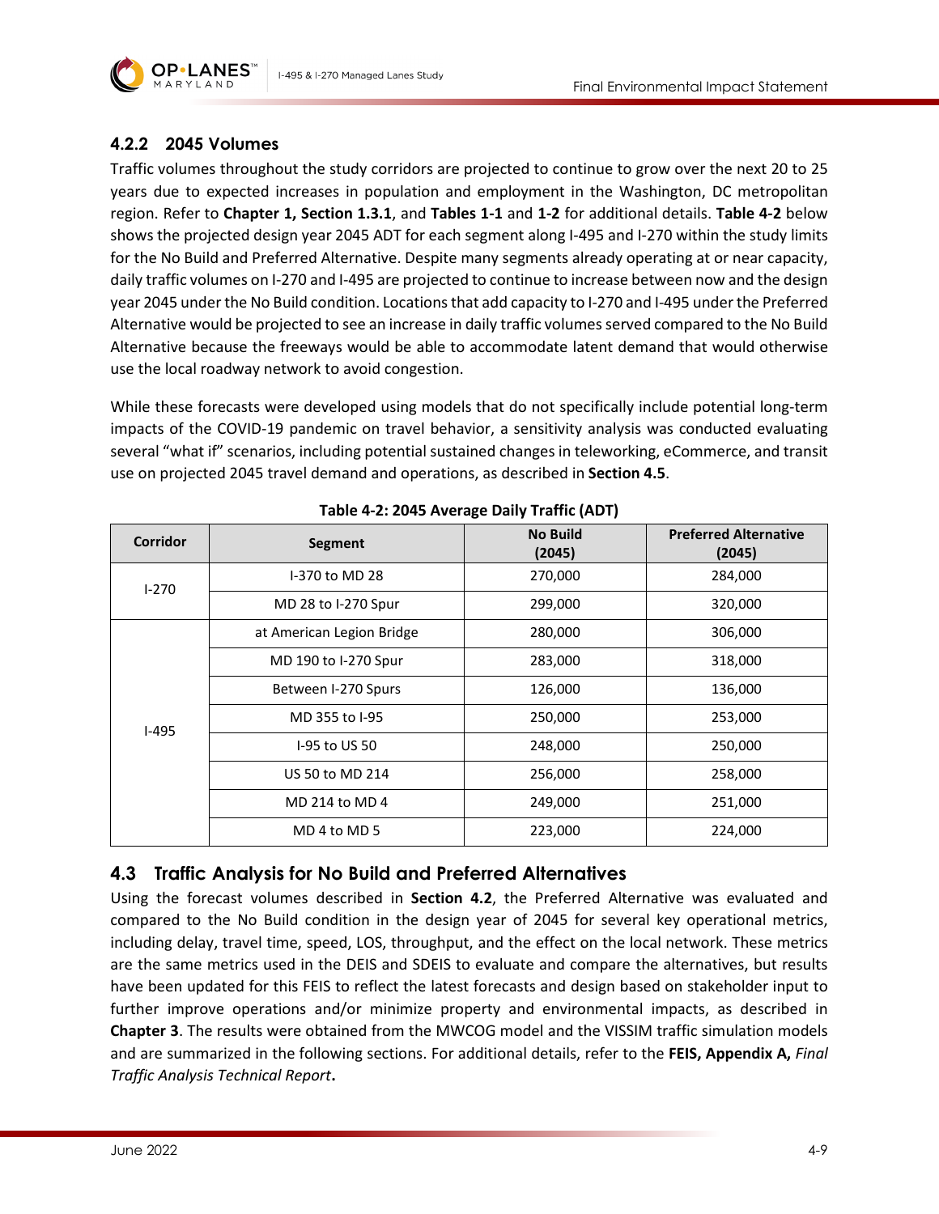### 4.2.2 2045 Volumes

Traffic volumes throughout the study corridors are projected to continue to grow over the next 20 to 25 years due to expected increases in population and employment in the Washington, DC metropolitan region. Refer to **Chapter 1, Section 1.3.1**, and **Tables 1-1** and **1-2** for additional details. **Table 4-2** below shows the projected design year 2045 ADT for each segment along I-495 and I-270 within the study limits for the No Build and Preferred Alternative. Despite many segments already operating at or near capacity, daily traffic volumes on I-270 and I-495 are projected to continue to increase between now and the design year 2045 under the No Build condition. Locations that add capacity to I-270 and I-495 under the Preferred Alternative would be projected to see an increase in daily traffic volumes served compared to the No Build Alternative because the freeways would be able to accommodate latent demand that would otherwise use the local roadway network to avoid congestion.

While these forecasts were developed using models that do not specifically include potential long-term impacts of the COVID-19 pandemic on travel behavior, a sensitivity analysis was conducted evaluating several "what if" scenarios, including potential sustained changes in teleworking, eCommerce, and transit use on projected 2045 travel demand and operations, as described in **Section 4.5**.

**Table 4-2: 2045 Average Daily Traffic (ADT)**

| Corridor | Segment | No Build (2045) | Preferred Alternative (2045) |
|---|---|---|---|
| I-270 | I-370 to MD 28 | 270,000 | 284,000 |
| | MD 28 to I-270 Spur | 299,000 | 320,000 |
| I-495 | at American Legion Bridge | 280,000 | 306,000 |
| | MD 190 to I-270 Spur | 283,000 | 318,000 |
| | Between I-270 Spurs | 126,000 | 136,000 |
| | MD 355 to I-95 | 250,000 | 253,000 |
| | I-95 to US 50 | 248,000 | 250,000 |
| | US 50 to MD 214 | 256,000 | 258,000 |
| | MD 214 to MD 4 | 249,000 | 251,000 |
| | MD 4 to MD 5 | 223,000 | 224,000 |

## 4.3 Traffic Analysis for No Build and Preferred Alternatives

Using the forecast volumes described in **Section 4.2**, the Preferred Alternative was evaluated and compared to the No Build condition in the design year of 2045 for several key operational metrics, including delay, travel time, speed, LOS, throughput, and the effect on the local network. These metrics are the same metrics used in the DEIS and SDEIS to evaluate and compare the alternatives, but results have been updated for this FEIS to reflect the latest forecasts and design based on stakeholder input to further improve operations and/or minimize property and environmental impacts, as described in **Chapter 3**. The results were obtained from the MWCOG model and the VISSIM traffic simulation models and are summarized in the following sections. For additional details, refer to the **FEIS, Appendix A,** *Final Traffic Analysis Technical Report***.**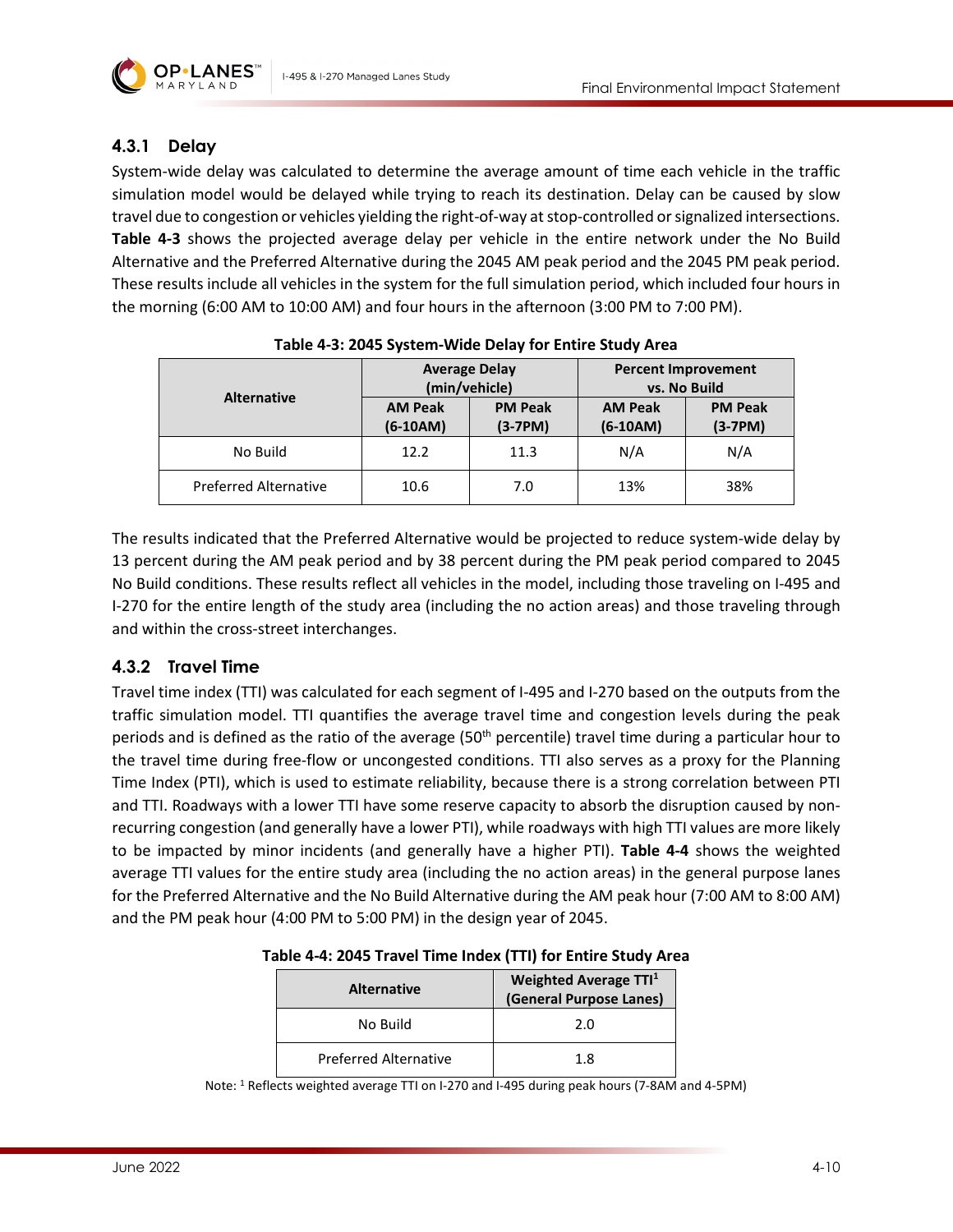### 4.3.1 Delay

System-wide delay was calculated to determine the average amount of time each vehicle in the traffic simulation model would be delayed while trying to reach its destination. Delay can be caused by slow travel due to congestion or vehicles yielding the right-of-way at stop-controlled or signalized intersections. **Table 4-3** shows the projected average delay per vehicle in the entire network under the No Build Alternative and the Preferred Alternative during the 2045 AM peak period and the 2045 PM peak period. These results include all vehicles in the system for the full simulation period, which included four hours in the morning (6:00 AM to 10:00 AM) and four hours in the afternoon (3:00 PM to 7:00 PM).

**Table 4-3: 2045 System-Wide Delay for Entire Study Area**

| Alternative | Average Delay (min/vehicle) | | Percent Improvement vs. No Build | |
|---|---|---|---|---|
| | AM Peak (6-10AM) | PM Peak (3-7PM) | AM Peak (6-10AM) | PM Peak (3-7PM) |
| No Build | 12.2 | 11.3 | N/A | N/A |
| Preferred Alternative | 10.6 | 7.0 | 13% | 38% |

The results indicated that the Preferred Alternative would be projected to reduce system-wide delay by 13 percent during the AM peak period and by 38 percent during the PM peak period compared to 2045 No Build conditions. These results reflect all vehicles in the model, including those traveling on I-495 and I-270 for the entire length of the study area (including the no action areas) and those traveling through and within the cross-street interchanges.

### 4.3.2 Travel Time

Travel time index (TTI) was calculated for each segment of I-495 and I-270 based on the outputs from the traffic simulation model. TTI quantifies the average travel time and congestion levels during the peak periods and is defined as the ratio of the average (50$^{th}$ percentile) travel time during a particular hour to the travel time during free-flow or uncongested conditions. TTI also serves as a proxy for the Planning Time Index (PTI), which is used to estimate reliability, because there is a strong correlation between PTI and TTI. Roadways with a lower TTI have some reserve capacity to absorb the disruption caused by non-recurring congestion (and generally have a lower PTI), while roadways with high TTI values are more likely to be impacted by minor incidents (and generally have a higher PTI). **Table 4-4** shows the weighted average TTI values for the entire study area (including the no action areas) in the general purpose lanes for the Preferred Alternative and the No Build Alternative during the AM peak hour (7:00 AM to 8:00 AM) and the PM peak hour (4:00 PM to 5:00 PM) in the design year of 2045.

**Table 4-4: 2045 Travel Time Index (TTI) for Entire Study Area**

| Alternative | Weighted Average TTI[1] (General Purpose Lanes) |
|---|---|
| No Build | 2.0 |
| Preferred Alternative | 1.8 |

Note: [1] Reflects weighted average TTI on I-270 and I-495 during peak hours (7-8AM and 4-5PM)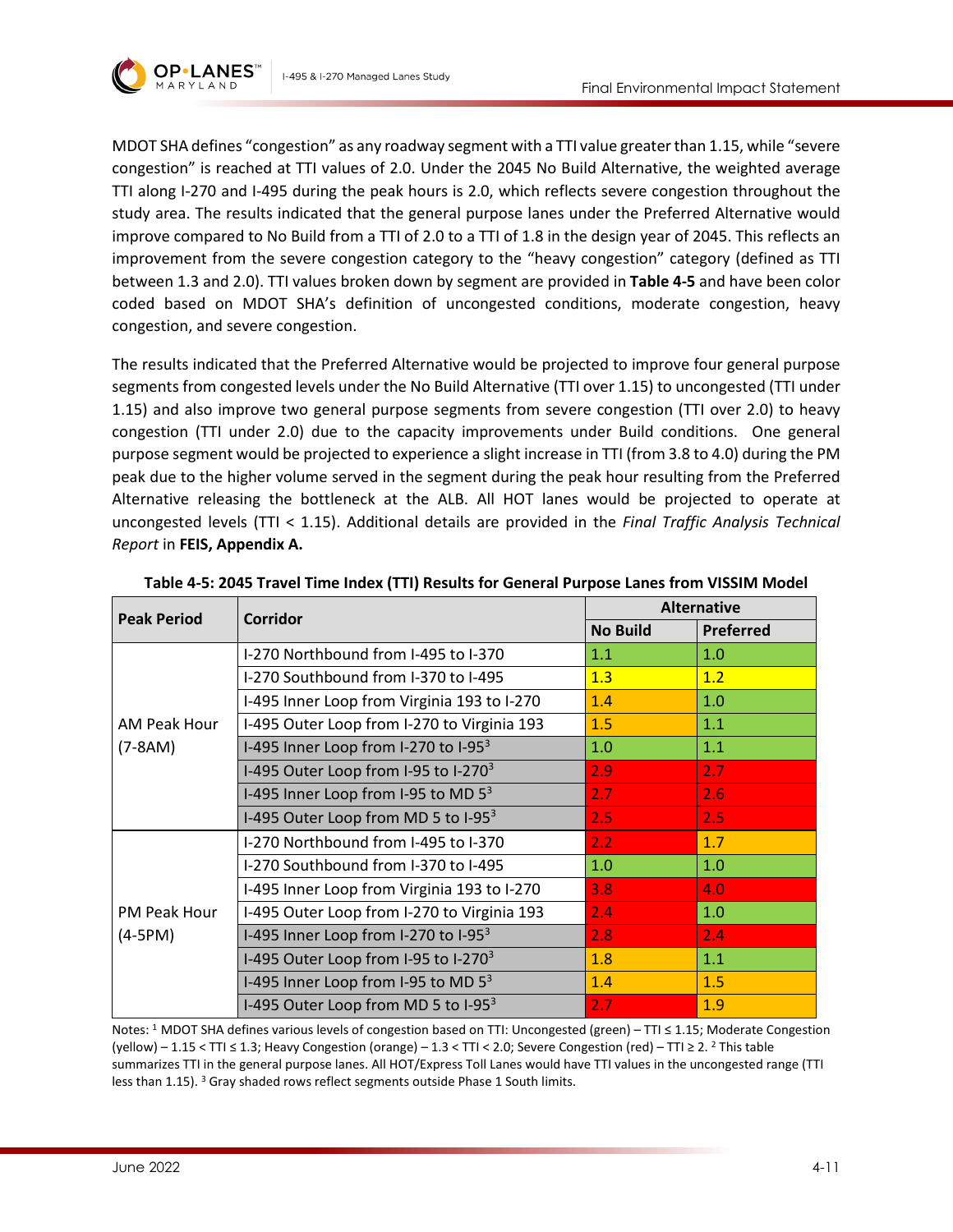MDOT SHA defines "congestion" as any roadway segment with a TTI value greater than 1.15, while "severe congestion" is reached at TTI values of 2.0. Under the 2045 No Build Alternative, the weighted average TTI along I-270 and I-495 during the peak hours is 2.0, which reflects severe congestion throughout the study area. The results indicated that the general purpose lanes under the Preferred Alternative would improve compared to No Build from a TTI of 2.0 to a TTI of 1.8 in the design year of 2045. This reflects an improvement from the severe congestion category to the "heavy congestion" category (defined as TTI between 1.3 and 2.0). TTI values broken down by segment are provided in **Table 4-5** and have been color coded based on MDOT SHA's definition of uncongested conditions, moderate congestion, heavy congestion, and severe congestion.

The results indicated that the Preferred Alternative would be projected to improve four general purpose segments from congested levels under the No Build Alternative (TTI over 1.15) to uncongested (TTI under 1.15) and also improve two general purpose segments from severe congestion (TTI over 2.0) to heavy congestion (TTI under 2.0) due to the capacity improvements under Build conditions. One general purpose segment would be projected to experience a slight increase in TTI (from 3.8 to 4.0) during the PM peak due to the higher volume served in the segment during the peak hour resulting from the Preferred Alternative releasing the bottleneck at the ALB. All HOT lanes would be projected to operate at uncongested levels (TTI < 1.15). Additional details are provided in the *Final Traffic Analysis Technical Report* in **FEIS, Appendix A.**

**Table 4-5: 2045 Travel Time Index (TTI) Results for General Purpose Lanes from VISSIM Model**

| Peak Period | Corridor | Alternative | |
|---|---|---|---|
| | | No Build | Preferred |
| AM Peak Hour (7-8AM) | I-270 Northbound from I-495 to I-370 | 1.1 | 1.0 |
| | I-270 Southbound from I-370 to I-495 | 1.3 | 1.2 |
| | I-495 Inner Loop from Virginia 193 to I-270 | 1.4 | 1.0 |
| | I-495 Outer Loop from I-270 to Virginia 193 | 1.5 | 1.1 |
| | I-495 Inner Loop from I-270 to I-95[3] | 1.0 | 1.1 |
| | I-495 Outer Loop from I-95 to I-270[3] | 2.9 | 2.7 |
| | I-495 Inner Loop from I-95 to MD 5[3] | 2.7 | 2.6 |
| | I-495 Outer Loop from MD 5 to I-95[3] | 2.5 | 2.5 |
| PM Peak Hour (4-5PM) | I-270 Northbound from I-495 to I-370 | 2.2 | 1.7 |
| | I-270 Southbound from I-370 to I-495 | 1.0 | 1.0 |
| | I-495 Inner Loop from Virginia 193 to I-270 | 3.8 | 4.0 |
| | I-495 Outer Loop from I-270 to Virginia 193 | 2.4 | 1.0 |
| | I-495 Inner Loop from I-270 to I-95[3] | 2.8 | 2.4 |
| | I-495 Outer Loop from I-95 to I-270[3] | 1.8 | 1.1 |
| | I-495 Inner Loop from I-95 to MD 5[3] | 1.4 | 1.5 |
| | I-495 Outer Loop from MD 5 to I-95[3] | 2.7 | 1.9 |

Notes: [1] MDOT SHA defines various levels of congestion based on TTI: Uncongested (green) – TTI ≤ 1.15; Moderate Congestion (yellow) – 1.15 < TTI ≤ 1.3; Heavy Congestion (orange) – 1.3 < TTI < 2.0; Severe Congestion (red) – TTI ≥ 2. [2] This table summarizes TTI in the general purpose lanes. All HOT/Express Toll Lanes would have TTI values in the uncongested range (TTI less than 1.15). [3] Gray shaded rows reflect segments outside Phase 1 South limits.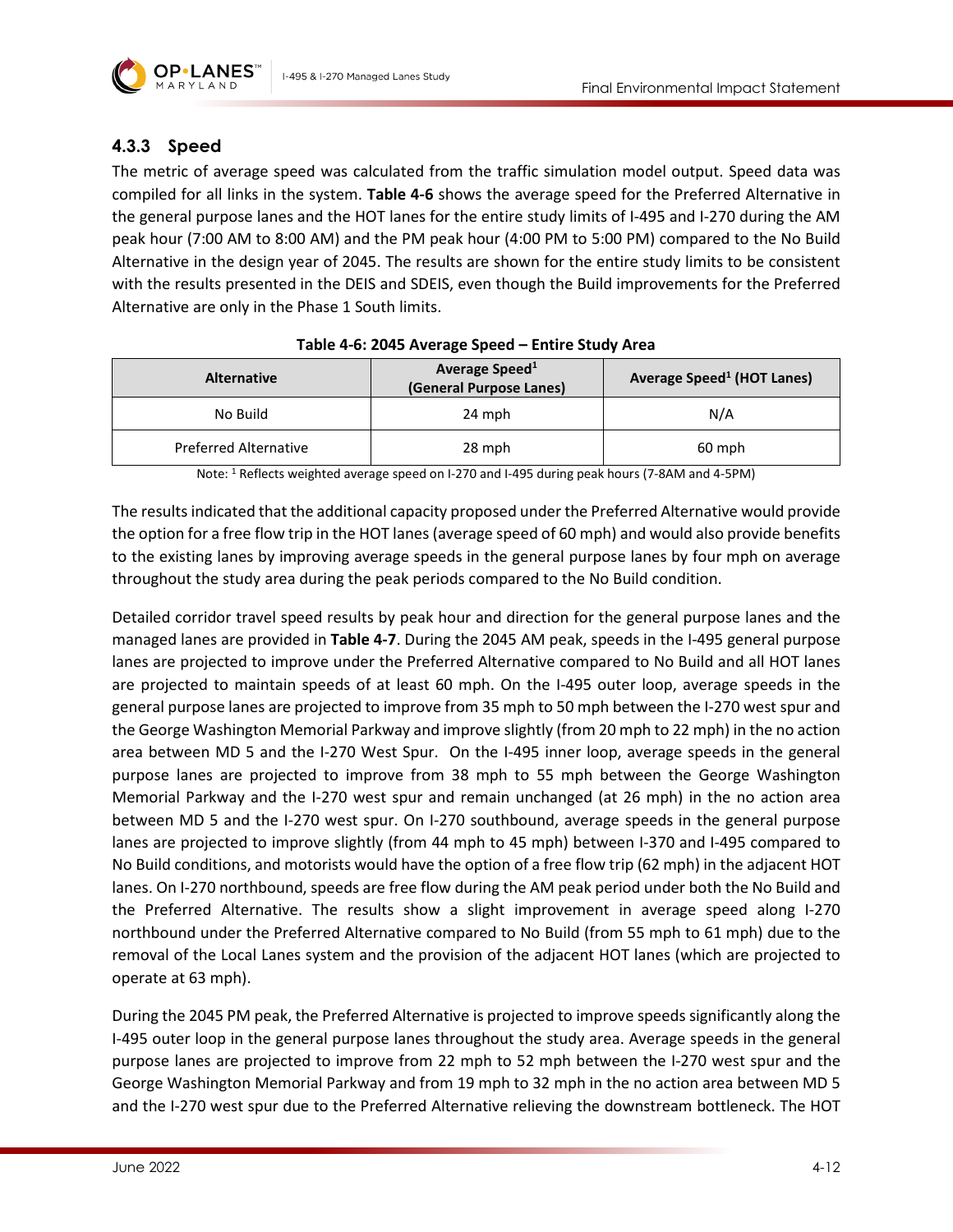### 4.3.3 Speed

The metric of average speed was calculated from the traffic simulation model output. Speed data was compiled for all links in the system. **Table 4-6** shows the average speed for the Preferred Alternative in the general purpose lanes and the HOT lanes for the entire study limits of I-495 and I-270 during the AM peak hour (7:00 AM to 8:00 AM) and the PM peak hour (4:00 PM to 5:00 PM) compared to the No Build Alternative in the design year of 2045. The results are shown for the entire study limits to be consistent with the results presented in the DEIS and SDEIS, even though the Build improvements for the Preferred Alternative are only in the Phase 1 South limits.

**Table 4-6: 2045 Average Speed – Entire Study Area**

| Alternative | Average Speed[1] (General Purpose Lanes) | Average Speed[1] (HOT Lanes) |
|---|---|---|
| No Build | 24 mph | N/A |
| Preferred Alternative | 28 mph | 60 mph |

Note: [1] Reflects weighted average speed on I-270 and I-495 during peak hours (7-8AM and 4-5PM)

The results indicated that the additional capacity proposed under the Preferred Alternative would provide the option for a free flow trip in the HOT lanes (average speed of 60 mph) and would also provide benefits to the existing lanes by improving average speeds in the general purpose lanes by four mph on average throughout the study area during the peak periods compared to the No Build condition.

Detailed corridor travel speed results by peak hour and direction for the general purpose lanes and the managed lanes are provided in **Table 4-7**. During the 2045 AM peak, speeds in the I-495 general purpose lanes are projected to improve under the Preferred Alternative compared to No Build and all HOT lanes are projected to maintain speeds of at least 60 mph. On the I-495 outer loop, average speeds in the general purpose lanes are projected to improve from 35 mph to 50 mph between the I-270 west spur and the George Washington Memorial Parkway and improve slightly (from 20 mph to 22 mph) in the no action area between MD 5 and the I-270 West Spur. On the I-495 inner loop, average speeds in the general purpose lanes are projected to improve from 38 mph to 55 mph between the George Washington Memorial Parkway and the I-270 west spur and remain unchanged (at 26 mph) in the no action area between MD 5 and the I-270 west spur. On I-270 southbound, average speeds in the general purpose lanes are projected to improve slightly (from 44 mph to 45 mph) between I-370 and I-495 compared to No Build conditions, and motorists would have the option of a free flow trip (62 mph) in the adjacent HOT lanes. On I-270 northbound, speeds are free flow during the AM peak period under both the No Build and the Preferred Alternative. The results show a slight improvement in average speed along I-270 northbound under the Preferred Alternative compared to No Build (from 55 mph to 61 mph) due to the removal of the Local Lanes system and the provision of the adjacent HOT lanes (which are projected to operate at 63 mph).

During the 2045 PM peak, the Preferred Alternative is projected to improve speeds significantly along the I-495 outer loop in the general purpose lanes throughout the study area. Average speeds in the general purpose lanes are projected to improve from 22 mph to 52 mph between the I-270 west spur and the George Washington Memorial Parkway and from 19 mph to 32 mph in the no action area between MD 5 and the I-270 west spur due to the Preferred Alternative relieving the downstream bottleneck. The HOT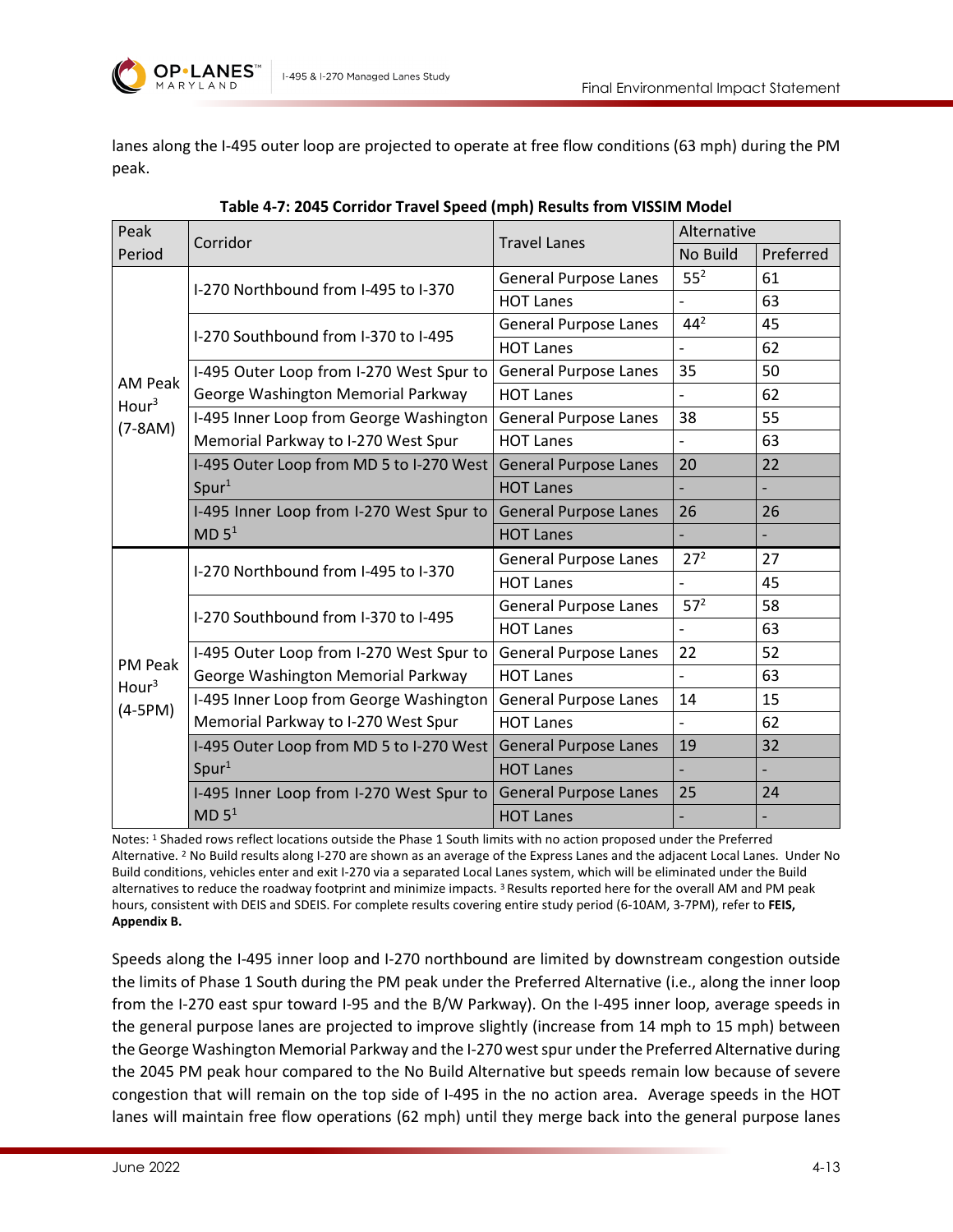lanes along the I-495 outer loop are projected to operate at free flow conditions (63 mph) during the PM peak.

**Table 4-7: 2045 Corridor Travel Speed (mph) Results from VISSIM Model**

| Peak Period | Corridor | Travel Lanes | Alternative | |
|---|---|---|---|---|
| | | | No Build | Preferred |
| AM Peak Hour[3] (7-8AM) | I-270 Northbound from I-495 to I-370 | General Purpose Lanes | 55[2] | 61 |
| | | HOT Lanes | - | 63 |
| | I-270 Southbound from I-370 to I-495 | General Purpose Lanes | 44[2] | 45 |
| | | HOT Lanes | - | 62 |
| | I-495 Outer Loop from I-270 West Spur to George Washington Memorial Parkway | General Purpose Lanes | 35 | 50 |
| | | HOT Lanes | - | 62 |
| | I-495 Inner Loop from George Washington Memorial Parkway to I-270 West Spur | General Purpose Lanes | 38 | 55 |
| | | HOT Lanes | - | 63 |
| | I-495 Outer Loop from MD 5 to I-270 West Spur[1] | General Purpose Lanes | 20 | 22 |
| | | HOT Lanes | - | - |
| | I-495 Inner Loop from I-270 West Spur to MD 5[1] | General Purpose Lanes | 26 | 26 |
| | | HOT Lanes | - | - |
| PM Peak Hour[3] (4-5PM) | I-270 Northbound from I-495 to I-370 | General Purpose Lanes | 27[2] | 27 |
| | | HOT Lanes | - | 45 |
| | I-270 Southbound from I-370 to I-495 | General Purpose Lanes | 57[2] | 58 |
| | | HOT Lanes | - | 63 |
| | I-495 Outer Loop from I-270 West Spur to George Washington Memorial Parkway | General Purpose Lanes | 22 | 52 |
| | | HOT Lanes | - | 63 |
| | I-495 Inner Loop from George Washington Memorial Parkway to I-270 West Spur | General Purpose Lanes | 14 | 15 |
| | | HOT Lanes | - | 62 |
| | I-495 Outer Loop from MD 5 to I-270 West Spur[1] | General Purpose Lanes | 19 | 32 |
| | | HOT Lanes | - | - |
| | I-495 Inner Loop from I-270 West Spur to MD 5[1] | General Purpose Lanes | 25 | 24 |
| | | HOT Lanes | - | - |

Notes: [1] Shaded rows reflect locations outside the Phase 1 South limits with no action proposed under the Preferred Alternative. [2] No Build results along I-270 are shown as an average of the Express Lanes and the adjacent Local Lanes. Under No Build conditions, vehicles enter and exit I-270 via a separated Local Lanes system, which will be eliminated under the Build alternatives to reduce the roadway footprint and minimize impacts. [3] Results reported here for the overall AM and PM peak hours, consistent with DEIS and SDEIS. For complete results covering entire study period (6-10AM, 3-7PM), refer to **FEIS, Appendix B.**

Speeds along the I-495 inner loop and I-270 northbound are limited by downstream congestion outside the limits of Phase 1 South during the PM peak under the Preferred Alternative (i.e., along the inner loop from the I-270 east spur toward I-95 and the B/W Parkway). On the I-495 inner loop, average speeds in the general purpose lanes are projected to improve slightly (increase from 14 mph to 15 mph) between the George Washington Memorial Parkway and the I-270 west spur under the Preferred Alternative during the 2045 PM peak hour compared to the No Build Alternative but speeds remain low because of severe congestion that will remain on the top side of I-495 in the no action area. Average speeds in the HOT lanes will maintain free flow operations (62 mph) until they merge back into the general purpose lanes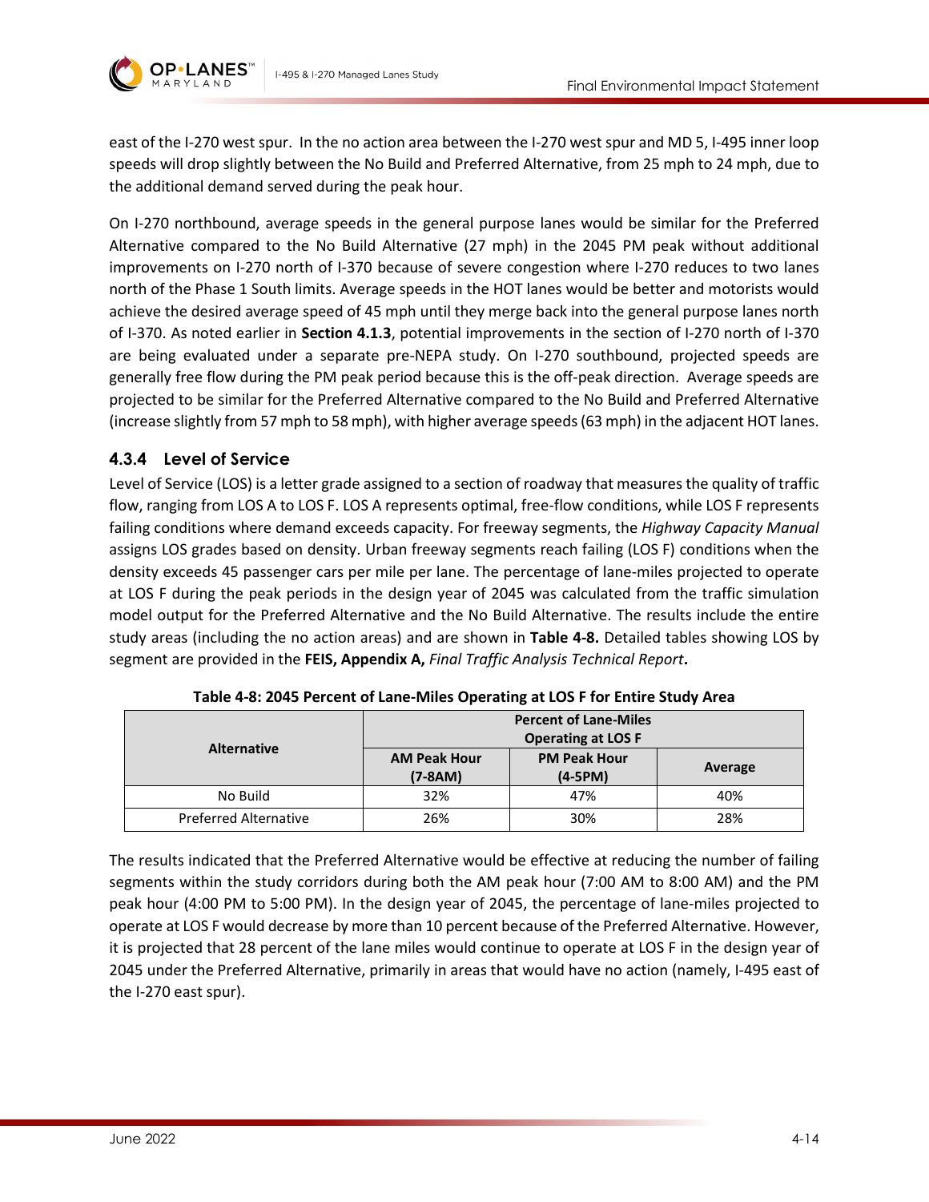east of the I-270 west spur. In the no action area between the I-270 west spur and MD 5, I-495 inner loop speeds will drop slightly between the No Build and Preferred Alternative, from 25 mph to 24 mph, due to the additional demand served during the peak hour.

On I-270 northbound, average speeds in the general purpose lanes would be similar for the Preferred Alternative compared to the No Build Alternative (27 mph) in the 2045 PM peak without additional improvements on I-270 north of I-370 because of severe congestion where I-270 reduces to two lanes north of the Phase 1 South limits. Average speeds in the HOT lanes would be better and motorists would achieve the desired average speed of 45 mph until they merge back into the general purpose lanes north of I-370. As noted earlier in **Section 4.1.3**, potential improvements in the section of I-270 north of I-370 are being evaluated under a separate pre-NEPA study. On I-270 southbound, projected speeds are generally free flow during the PM peak period because this is the off-peak direction. Average speeds are projected to be similar for the Preferred Alternative compared to the No Build and Preferred Alternative (increase slightly from 57 mph to 58 mph), with higher average speeds (63 mph) in the adjacent HOT lanes.

### 4.3.4 Level of Service

Level of Service (LOS) is a letter grade assigned to a section of roadway that measures the quality of traffic flow, ranging from LOS A to LOS F. LOS A represents optimal, free-flow conditions, while LOS F represents failing conditions where demand exceeds capacity. For freeway segments, the *Highway Capacity Manual* assigns LOS grades based on density. Urban freeway segments reach failing (LOS F) conditions when the density exceeds 45 passenger cars per mile per lane. The percentage of lane-miles projected to operate at LOS F during the peak periods in the design year of 2045 was calculated from the traffic simulation model output for the Preferred Alternative and the No Build Alternative. The results include the entire study areas (including the no action areas) and are shown in **Table 4-8.** Detailed tables showing LOS by segment are provided in the **FEIS, Appendix A,** *Final Traffic Analysis Technical Report***.**

**Table 4-8: 2045 Percent of Lane-Miles Operating at LOS F for Entire Study Area**

| Alternative | Percent of Lane-Miles Operating at LOS F | | |
|---|---|---|---|
| | AM Peak Hour (7-8AM) | PM Peak Hour (4-5PM) | Average |
| No Build | 32% | 47% | 40% |
| Preferred Alternative | 26% | 30% | 28% |

The results indicated that the Preferred Alternative would be effective at reducing the number of failing segments within the study corridors during both the AM peak hour (7:00 AM to 8:00 AM) and the PM peak hour (4:00 PM to 5:00 PM). In the design year of 2045, the percentage of lane-miles projected to operate at LOS F would decrease by more than 10 percent because of the Preferred Alternative. However, it is projected that 28 percent of the lane miles would continue to operate at LOS F in the design year of 2045 under the Preferred Alternative, primarily in areas that would have no action (namely, I-495 east of the I-270 east spur).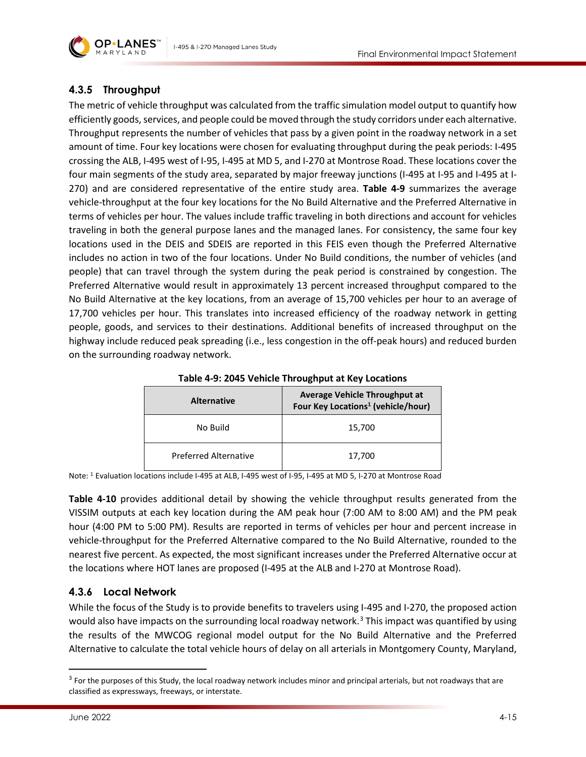### 4.3.5 Throughput

The metric of vehicle throughput was calculated from the traffic simulation model output to quantify how efficiently goods, services, and people could be moved through the study corridors under each alternative. Throughput represents the number of vehicles that pass by a given point in the roadway network in a set amount of time. Four key locations were chosen for evaluating throughput during the peak periods: I-495 crossing the ALB, I-495 west of I-95, I-495 at MD 5, and I-270 at Montrose Road. These locations cover the four main segments of the study area, separated by major freeway junctions (I-495 at I-95 and I-495 at I-270) and are considered representative of the entire study area. **Table 4-9** summarizes the average vehicle-throughput at the four key locations for the No Build Alternative and the Preferred Alternative in terms of vehicles per hour. The values include traffic traveling in both directions and account for vehicles traveling in both the general purpose lanes and the managed lanes. For consistency, the same four key locations used in the DEIS and SDEIS are reported in this FEIS even though the Preferred Alternative includes no action in two of the four locations. Under No Build conditions, the number of vehicles (and people) that can travel through the system during the peak period is constrained by congestion. The Preferred Alternative would result in approximately 13 percent increased throughput compared to the No Build Alternative at the key locations, from an average of 15,700 vehicles per hour to an average of 17,700 vehicles per hour. This translates into increased efficiency of the roadway network in getting people, goods, and services to their destinations. Additional benefits of increased throughput on the highway include reduced peak spreading (i.e., less congestion in the off-peak hours) and reduced burden on the surrounding roadway network.

**Table 4-9: 2045 Vehicle Throughput at Key Locations**

| Alternative | Average Vehicle Throughput at Four Key Locations[1] (vehicle/hour) |
|---|---|
| No Build | 15,700 |
| Preferred Alternative | 17,700 |

Note: [1] Evaluation locations include I-495 at ALB, I-495 west of I-95, I-495 at MD 5, I-270 at Montrose Road

**Table 4-10** provides additional detail by showing the vehicle throughput results generated from the VISSIM outputs at each key location during the AM peak hour (7:00 AM to 8:00 AM) and the PM peak hour (4:00 PM to 5:00 PM). Results are reported in terms of vehicles per hour and percent increase in vehicle-throughput for the Preferred Alternative compared to the No Build Alternative, rounded to the nearest five percent. As expected, the most significant increases under the Preferred Alternative occur at the locations where HOT lanes are proposed (I-495 at the ALB and I-270 at Montrose Road).

### 4.3.6 Local Network

While the focus of the Study is to provide benefits to travelers using I-495 and I-270, the proposed action would also have impacts on the surrounding local roadway network.[3] This impact was quantified by using the results of the MWCOG regional model output for the No Build Alternative and the Preferred Alternative to calculate the total vehicle hours of delay on all arterials in Montgomery County, Maryland,

[3] For the purposes of this Study, the local roadway network includes minor and principal arterials, but not roadways that are classified as expressways, freeways, or interstate.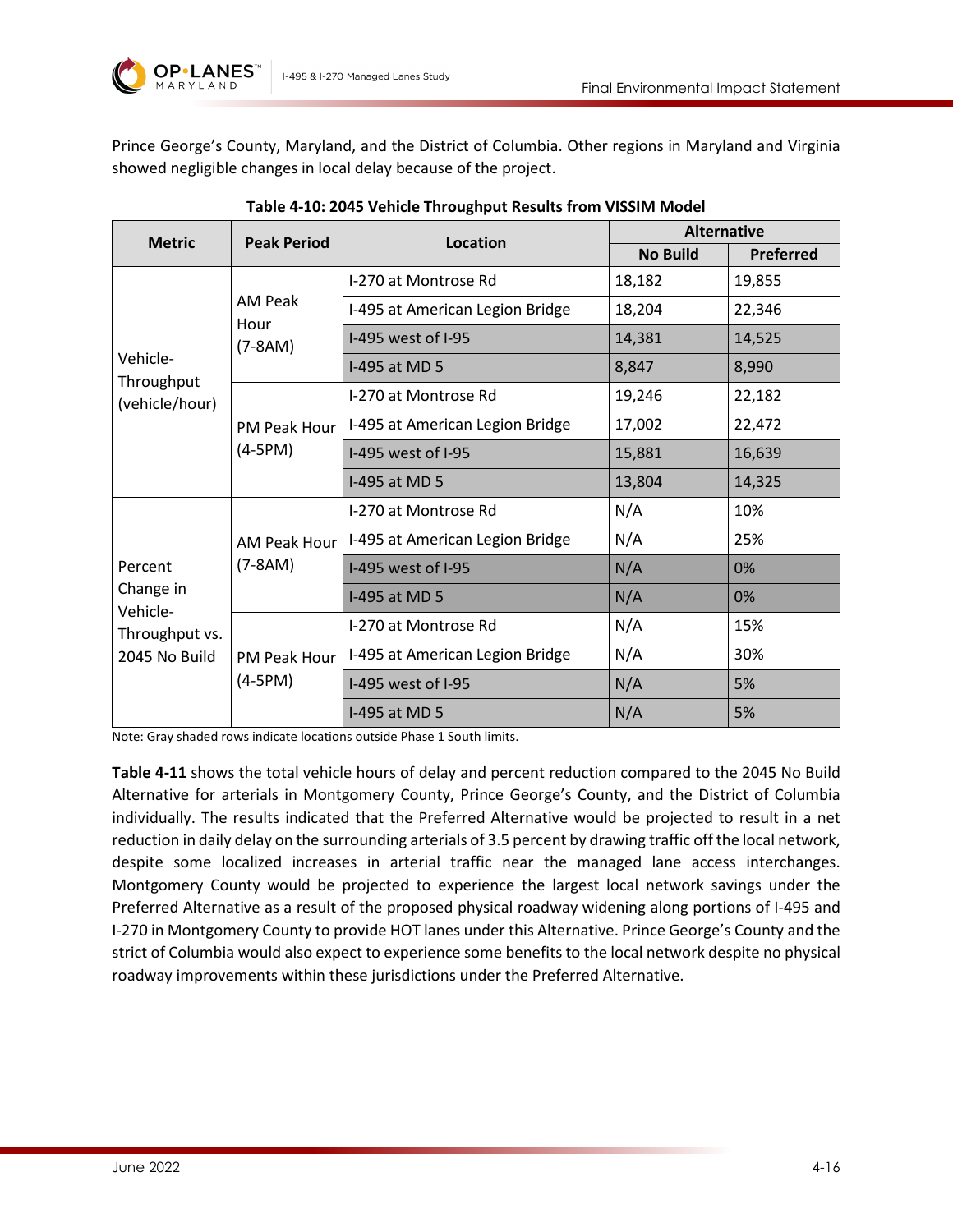Prince George's County, Maryland, and the District of Columbia. Other regions in Maryland and Virginia showed negligible changes in local delay because of the project.

**Table 4-10: 2045 Vehicle Throughput Results from VISSIM Model**

| Metric | Peak Period | Location | Alternative | |
|---|---|---|---|---|
| | | | No Build | Preferred |
| Vehicle-Throughput (vehicle/hour) | AM Peak Hour (7-8AM) | I-270 at Montrose Rd | 18,182 | 19,855 |
| | | I-495 at American Legion Bridge | 18,204 | 22,346 |
| | | I-495 west of I-95 | 14,381 | 14,525 |
| | | I-495 at MD 5 | 8,847 | 8,990 |
| | PM Peak Hour (4-5PM) | I-270 at Montrose Rd | 19,246 | 22,182 |
| | | I-495 at American Legion Bridge | 17,002 | 22,472 |
| | | I-495 west of I-95 | 15,881 | 16,639 |
| | | I-495 at MD 5 | 13,804 | 14,325 |
| Percent Change in Vehicle-Throughput vs. 2045 No Build | AM Peak Hour (7-8AM) | I-270 at Montrose Rd | N/A | 10% |
| | | I-495 at American Legion Bridge | N/A | 25% |
| | | I-495 west of I-95 | N/A | 0% |
| | | I-495 at MD 5 | N/A | 0% |
| | PM Peak Hour (4-5PM) | I-270 at Montrose Rd | N/A | 15% |
| | | I-495 at American Legion Bridge | N/A | 30% |
| | | I-495 west of I-95 | N/A | 5% |
| | | I-495 at MD 5 | N/A | 5% |

Note: Gray shaded rows indicate locations outside Phase 1 South limits.

**Table 4-11** shows the total vehicle hours of delay and percent reduction compared to the 2045 No Build Alternative for arterials in Montgomery County, Prince George's County, and the District of Columbia individually. The results indicated that the Preferred Alternative would be projected to result in a net reduction in daily delay on the surrounding arterials of 3.5 percent by drawing traffic off the local network, despite some localized increases in arterial traffic near the managed lane access interchanges. Montgomery County would be projected to experience the largest local network savings under the Preferred Alternative as a result of the proposed physical roadway widening along portions of I-495 and I-270 in Montgomery County to provide HOT lanes under this Alternative. Prince George's County and the strict of Columbia would also expect to experience some benefits to the local network despite no physical roadway improvements within these jurisdictions under the Preferred Alternative.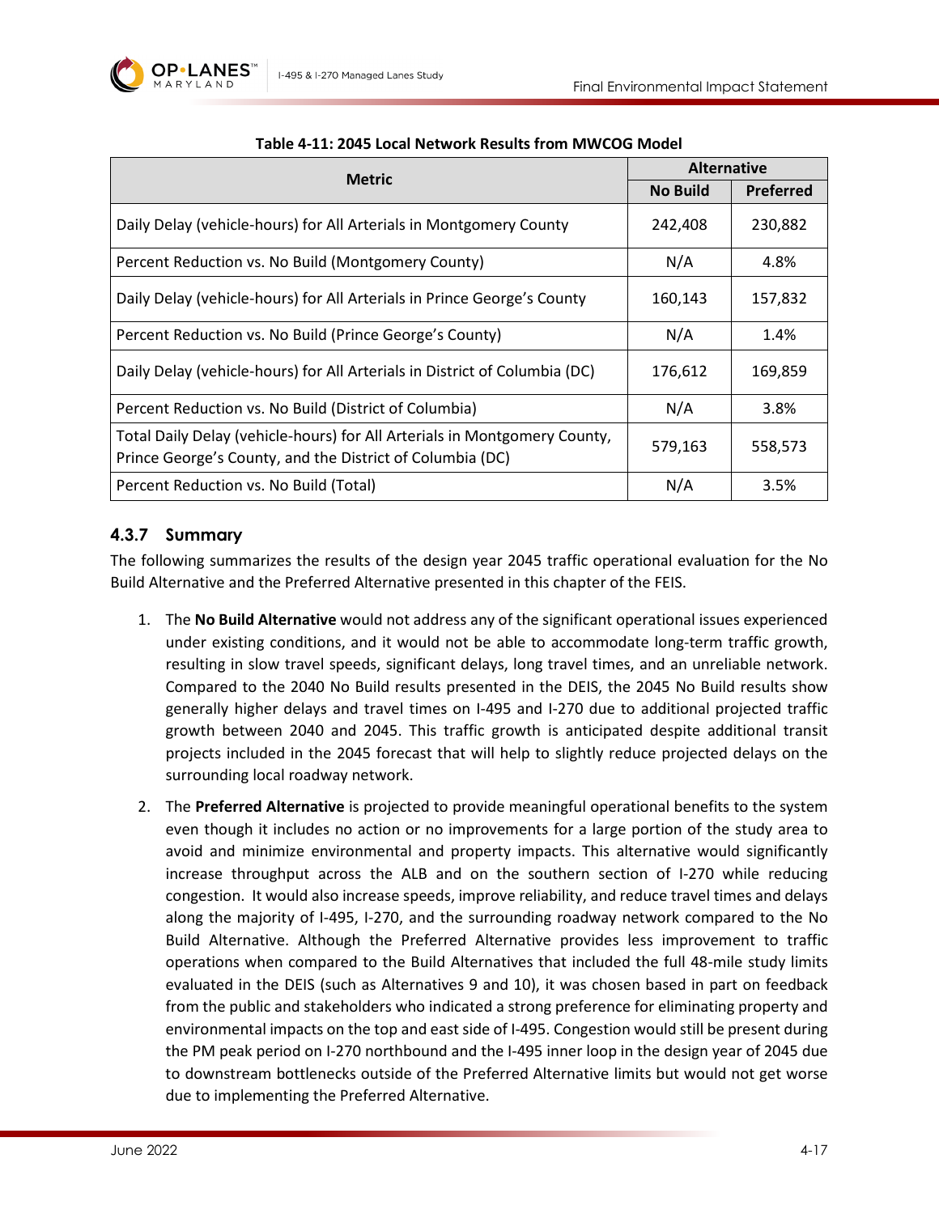**Table 4-11: 2045 Local Network Results from MWCOG Model**

| Metric | Alternative | |
|---|---|---|
| | No Build | Preferred |
| Daily Delay (vehicle-hours) for All Arterials in Montgomery County | 242,408 | 230,882 |
| Percent Reduction vs. No Build (Montgomery County) | N/A | 4.8% |
| Daily Delay (vehicle-hours) for All Arterials in Prince George's County | 160,143 | 157,832 |
| Percent Reduction vs. No Build (Prince George's County) | N/A | 1.4% |
| Daily Delay (vehicle-hours) for All Arterials in District of Columbia (DC) | 176,612 | 169,859 |
| Percent Reduction vs. No Build (District of Columbia) | N/A | 3.8% |
| Total Daily Delay (vehicle-hours) for All Arterials in Montgomery County, Prince George's County, and the District of Columbia (DC) | 579,163 | 558,573 |
| Percent Reduction vs. No Build (Total) | N/A | 3.5% |

### 4.3.7 Summary

The following summarizes the results of the design year 2045 traffic operational evaluation for the No Build Alternative and the Preferred Alternative presented in this chapter of the FEIS.

1. The **No Build Alternative** would not address any of the significant operational issues experienced under existing conditions, and it would not be able to accommodate long-term traffic growth, resulting in slow travel speeds, significant delays, long travel times, and an unreliable network. Compared to the 2040 No Build results presented in the DEIS, the 2045 No Build results show generally higher delays and travel times on I-495 and I-270 due to additional projected traffic growth between 2040 and 2045. This traffic growth is anticipated despite additional transit projects included in the 2045 forecast that will help to slightly reduce projected delays on the surrounding local roadway network.

2. The **Preferred Alternative** is projected to provide meaningful operational benefits to the system even though it includes no action or no improvements for a large portion of the study area to avoid and minimize environmental and property impacts. This alternative would significantly increase throughput across the ALB and on the southern section of I-270 while reducing congestion. It would also increase speeds, improve reliability, and reduce travel times and delays along the majority of I-495, I-270, and the surrounding roadway network compared to the No Build Alternative. Although the Preferred Alternative provides less improvement to traffic operations when compared to the Build Alternatives that included the full 48-mile study limits evaluated in the DEIS (such as Alternatives 9 and 10), it was chosen based in part on feedback from the public and stakeholders who indicated a strong preference for eliminating property and environmental impacts on the top and east side of I-495. Congestion would still be present during the PM peak period on I-270 northbound and the I-495 inner loop in the design year of 2045 due to downstream bottlenecks outside of the Preferred Alternative limits but would not get worse due to implementing the Preferred Alternative.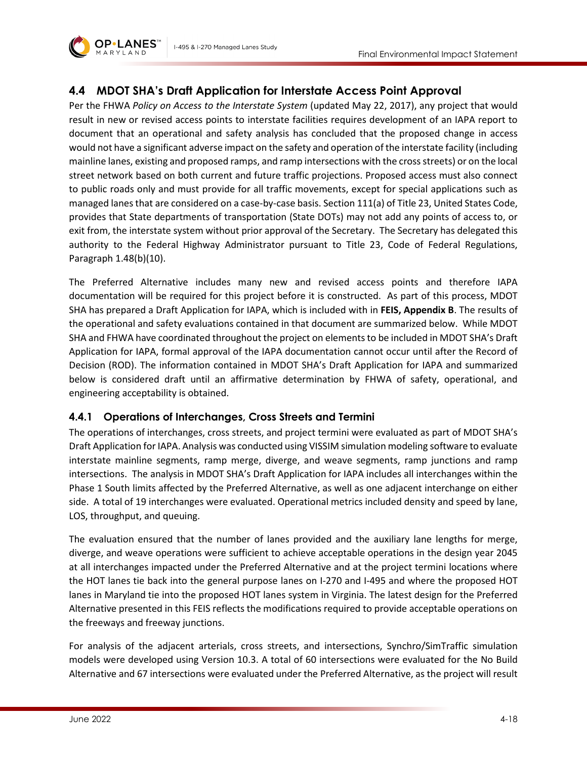## 4.4 MDOT SHA's Draft Application for Interstate Access Point Approval

Per the FHWA *Policy on Access to the Interstate System* (updated May 22, 2017), any project that would result in new or revised access points to interstate facilities requires development of an IAPA report to document that an operational and safety analysis has concluded that the proposed change in access would not have a significant adverse impact on the safety and operation of the interstate facility (including mainline lanes, existing and proposed ramps, and ramp intersections with the cross streets) or on the local street network based on both current and future traffic projections. Proposed access must also connect to public roads only and must provide for all traffic movements, except for special applications such as managed lanes that are considered on a case-by-case basis. Section 111(a) of Title 23, United States Code, provides that State departments of transportation (State DOTs) may not add any points of access to, or exit from, the interstate system without prior approval of the Secretary. The Secretary has delegated this authority to the Federal Highway Administrator pursuant to Title 23, Code of Federal Regulations, Paragraph 1.48(b)(10).

The Preferred Alternative includes many new and revised access points and therefore IAPA documentation will be required for this project before it is constructed. As part of this process, MDOT SHA has prepared a Draft Application for IAPA, which is included with in **FEIS, Appendix B**. The results of the operational and safety evaluations contained in that document are summarized below. While MDOT SHA and FHWA have coordinated throughout the project on elements to be included in MDOT SHA's Draft Application for IAPA, formal approval of the IAPA documentation cannot occur until after the Record of Decision (ROD). The information contained in MDOT SHA's Draft Application for IAPA and summarized below is considered draft until an affirmative determination by FHWA of safety, operational, and engineering acceptability is obtained.

### 4.4.1 Operations of Interchanges, Cross Streets and Termini

The operations of interchanges, cross streets, and project termini were evaluated as part of MDOT SHA's Draft Application for IAPA. Analysis was conducted using VISSIM simulation modeling software to evaluate interstate mainline segments, ramp merge, diverge, and weave segments, ramp junctions and ramp intersections. The analysis in MDOT SHA's Draft Application for IAPA includes all interchanges within the Phase 1 South limits affected by the Preferred Alternative, as well as one adjacent interchange on either side. A total of 19 interchanges were evaluated. Operational metrics included density and speed by lane, LOS, throughput, and queuing.

The evaluation ensured that the number of lanes provided and the auxiliary lane lengths for merge, diverge, and weave operations were sufficient to achieve acceptable operations in the design year 2045 at all interchanges impacted under the Preferred Alternative and at the project termini locations where the HOT lanes tie back into the general purpose lanes on I-270 and I-495 and where the proposed HOT lanes in Maryland tie into the proposed HOT lanes system in Virginia. The latest design for the Preferred Alternative presented in this FEIS reflects the modifications required to provide acceptable operations on the freeways and freeway junctions.

For analysis of the adjacent arterials, cross streets, and intersections, Synchro/SimTraffic simulation models were developed using Version 10.3. A total of 60 intersections were evaluated for the No Build Alternative and 67 intersections were evaluated under the Preferred Alternative, as the project will result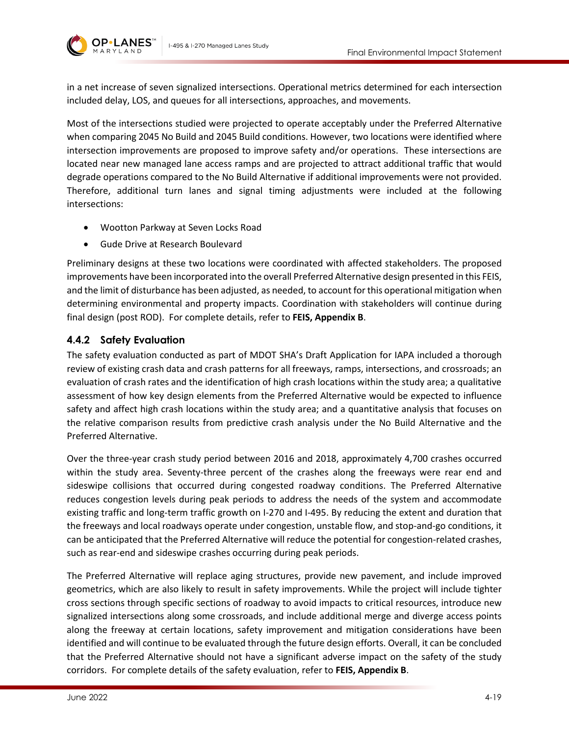in a net increase of seven signalized intersections. Operational metrics determined for each intersection included delay, LOS, and queues for all intersections, approaches, and movements.

Most of the intersections studied were projected to operate acceptably under the Preferred Alternative when comparing 2045 No Build and 2045 Build conditions. However, two locations were identified where intersection improvements are proposed to improve safety and/or operations. These intersections are located near new managed lane access ramps and are projected to attract additional traffic that would degrade operations compared to the No Build Alternative if additional improvements were not provided. Therefore, additional turn lanes and signal timing adjustments were included at the following intersections:

- Wootton Parkway at Seven Locks Road
- Gude Drive at Research Boulevard

Preliminary designs at these two locations were coordinated with affected stakeholders. The proposed improvements have been incorporated into the overall Preferred Alternative design presented in this FEIS, and the limit of disturbance has been adjusted, as needed, to account for this operational mitigation when determining environmental and property impacts. Coordination with stakeholders will continue during final design (post ROD). For complete details, refer to **FEIS, Appendix B**.

### 4.4.2 Safety Evaluation

The safety evaluation conducted as part of MDOT SHA's Draft Application for IAPA included a thorough review of existing crash data and crash patterns for all freeways, ramps, intersections, and crossroads; an evaluation of crash rates and the identification of high crash locations within the study area; a qualitative assessment of how key design elements from the Preferred Alternative would be expected to influence safety and affect high crash locations within the study area; and a quantitative analysis that focuses on the relative comparison results from predictive crash analysis under the No Build Alternative and the Preferred Alternative.

Over the three-year crash study period between 2016 and 2018, approximately 4,700 crashes occurred within the study area. Seventy-three percent of the crashes along the freeways were rear end and sideswipe collisions that occurred during congested roadway conditions. The Preferred Alternative reduces congestion levels during peak periods to address the needs of the system and accommodate existing traffic and long-term traffic growth on I-270 and I-495. By reducing the extent and duration that the freeways and local roadways operate under congestion, unstable flow, and stop-and-go conditions, it can be anticipated that the Preferred Alternative will reduce the potential for congestion-related crashes, such as rear-end and sideswipe crashes occurring during peak periods.

The Preferred Alternative will replace aging structures, provide new pavement, and include improved geometrics, which are also likely to result in safety improvements. While the project will include tighter cross sections through specific sections of roadway to avoid impacts to critical resources, introduce new signalized intersections along some crossroads, and include additional merge and diverge access points along the freeway at certain locations, safety improvement and mitigation considerations have been identified and will continue to be evaluated through the future design efforts. Overall, it can be concluded that the Preferred Alternative should not have a significant adverse impact on the safety of the study corridors. For complete details of the safety evaluation, refer to **FEIS, Appendix B**.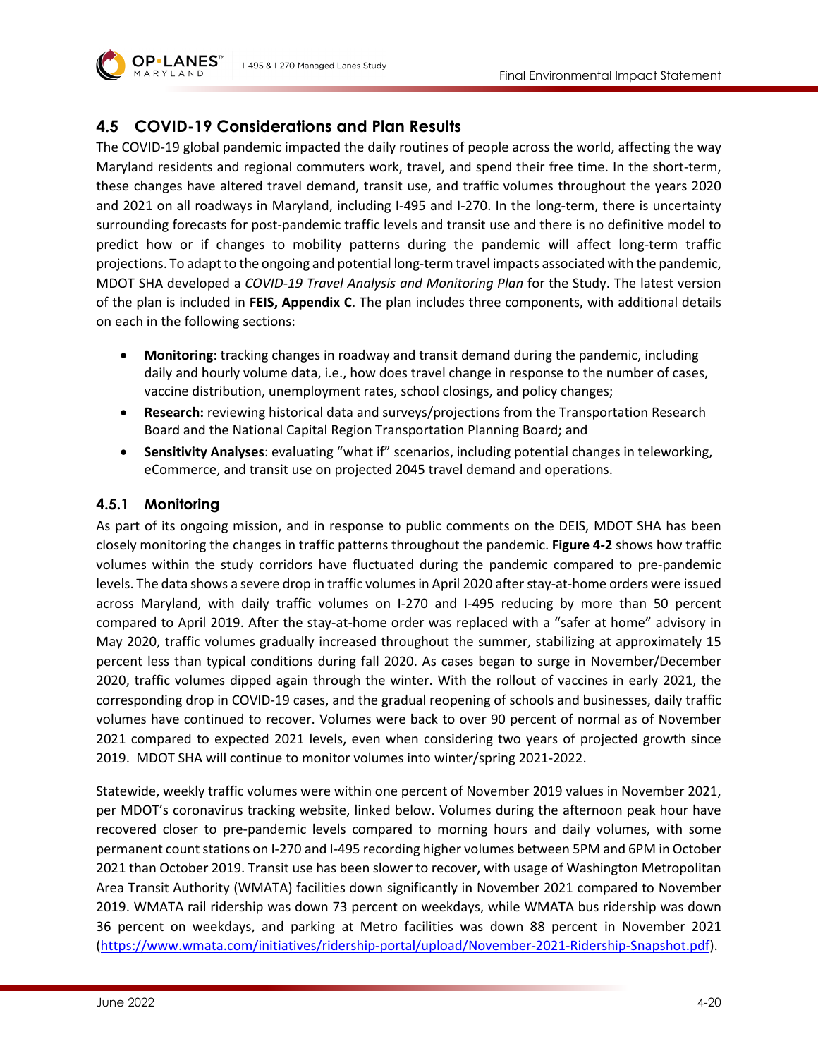## 4.5 COVID-19 Considerations and Plan Results

The COVID-19 global pandemic impacted the daily routines of people across the world, affecting the way Maryland residents and regional commuters work, travel, and spend their free time. In the short-term, these changes have altered travel demand, transit use, and traffic volumes throughout the years 2020 and 2021 on all roadways in Maryland, including I-495 and I-270. In the long-term, there is uncertainty surrounding forecasts for post-pandemic traffic levels and transit use and there is no definitive model to predict how or if changes to mobility patterns during the pandemic will affect long-term traffic projections. To adapt to the ongoing and potential long-term travel impacts associated with the pandemic, MDOT SHA developed a *COVID-19 Travel Analysis and Monitoring Plan* for the Study. The latest version of the plan is included in **FEIS, Appendix C**. The plan includes three components, with additional details on each in the following sections:

- **Monitoring**: tracking changes in roadway and transit demand during the pandemic, including daily and hourly volume data, i.e., how does travel change in response to the number of cases, vaccine distribution, unemployment rates, school closings, and policy changes;
- **Research:** reviewing historical data and surveys/projections from the Transportation Research Board and the National Capital Region Transportation Planning Board; and
- **Sensitivity Analyses**: evaluating "what if" scenarios, including potential changes in teleworking, eCommerce, and transit use on projected 2045 travel demand and operations.

### 4.5.1 Monitoring

As part of its ongoing mission, and in response to public comments on the DEIS, MDOT SHA has been closely monitoring the changes in traffic patterns throughout the pandemic. **Figure 4-2** shows how traffic volumes within the study corridors have fluctuated during the pandemic compared to pre-pandemic levels. The data shows a severe drop in traffic volumes in April 2020 after stay-at-home orders were issued across Maryland, with daily traffic volumes on I-270 and I-495 reducing by more than 50 percent compared to April 2019. After the stay-at-home order was replaced with a "safer at home" advisory in May 2020, traffic volumes gradually increased throughout the summer, stabilizing at approximately 15 percent less than typical conditions during fall 2020. As cases began to surge in November/December 2020, traffic volumes dipped again through the winter. With the rollout of vaccines in early 2021, the corresponding drop in COVID-19 cases, and the gradual reopening of schools and businesses, daily traffic volumes have continued to recover. Volumes were back to over 90 percent of normal as of November 2021 compared to expected 2021 levels, even when considering two years of projected growth since 2019. MDOT SHA will continue to monitor volumes into winter/spring 2021-2022.

Statewide, weekly traffic volumes were within one percent of November 2019 values in November 2021, per MDOT's coronavirus tracking website, linked below. Volumes during the afternoon peak hour have recovered closer to pre-pandemic levels compared to morning hours and daily volumes, with some permanent count stations on I-270 and I-495 recording higher volumes between 5PM and 6PM in October 2021 than October 2019. Transit use has been slower to recover, with usage of Washington Metropolitan Area Transit Authority (WMATA) facilities down significantly in November 2021 compared to November 2019. WMATA rail ridership was down 73 percent on weekdays, while WMATA bus ridership was down 36 percent on weekdays, and parking at Metro facilities was down 88 percent in November 2021 (https://www.wmata.com/initiatives/ridership-portal/upload/November-2021-Ridership-Snapshot.pdf).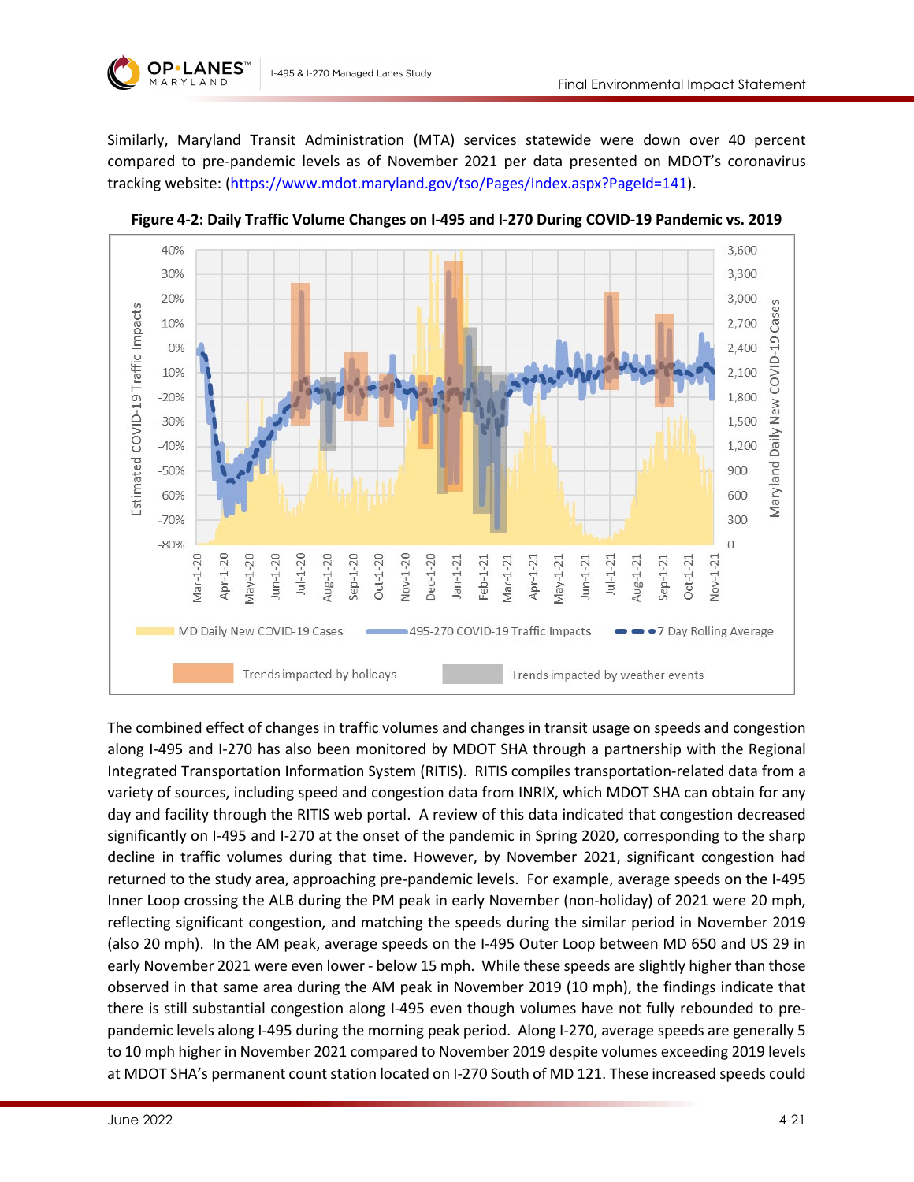Similarly, Maryland Transit Administration (MTA) services statewide were down over 40 percent compared to pre-pandemic levels as of November 2021 per data presented on MDOT's coronavirus tracking website: (https://www.mdot.maryland.gov/tso/Pages/Index.aspx?PageId=141).

**Figure 4-2: Daily Traffic Volume Changes on I-495 and I-270 During COVID-19 Pandemic vs. 2019**

The combined effect of changes in traffic volumes and changes in transit usage on speeds and congestion along I-495 and I-270 has also been monitored by MDOT SHA through a partnership with the Regional Integrated Transportation Information System (RITIS). RITIS compiles transportation-related data from a variety of sources, including speed and congestion data from INRIX, which MDOT SHA can obtain for any day and facility through the RITIS web portal. A review of this data indicated that congestion decreased significantly on I-495 and I-270 at the onset of the pandemic in Spring 2020, corresponding to the sharp decline in traffic volumes during that time. However, by November 2021, significant congestion had returned to the study area, approaching pre-pandemic levels. For example, average speeds on the I-495 Inner Loop crossing the ALB during the PM peak in early November (non-holiday) of 2021 were 20 mph, reflecting significant congestion, and matching the speeds during the similar period in November 2019 (also 20 mph). In the AM peak, average speeds on the I-495 Outer Loop between MD 650 and US 29 in early November 2021 were even lower - below 15 mph. While these speeds are slightly higher than those observed in that same area during the AM peak in November 2019 (10 mph), the findings indicate that there is still substantial congestion along I-495 even though volumes have not fully rebounded to pre-pandemic levels along I-495 during the morning peak period. Along I-270, average speeds are generally 5 to 10 mph higher in November 2021 compared to November 2019 despite volumes exceeding 2019 levels at MDOT SHA's permanent count station located on I-270 South of MD 121. These increased speeds could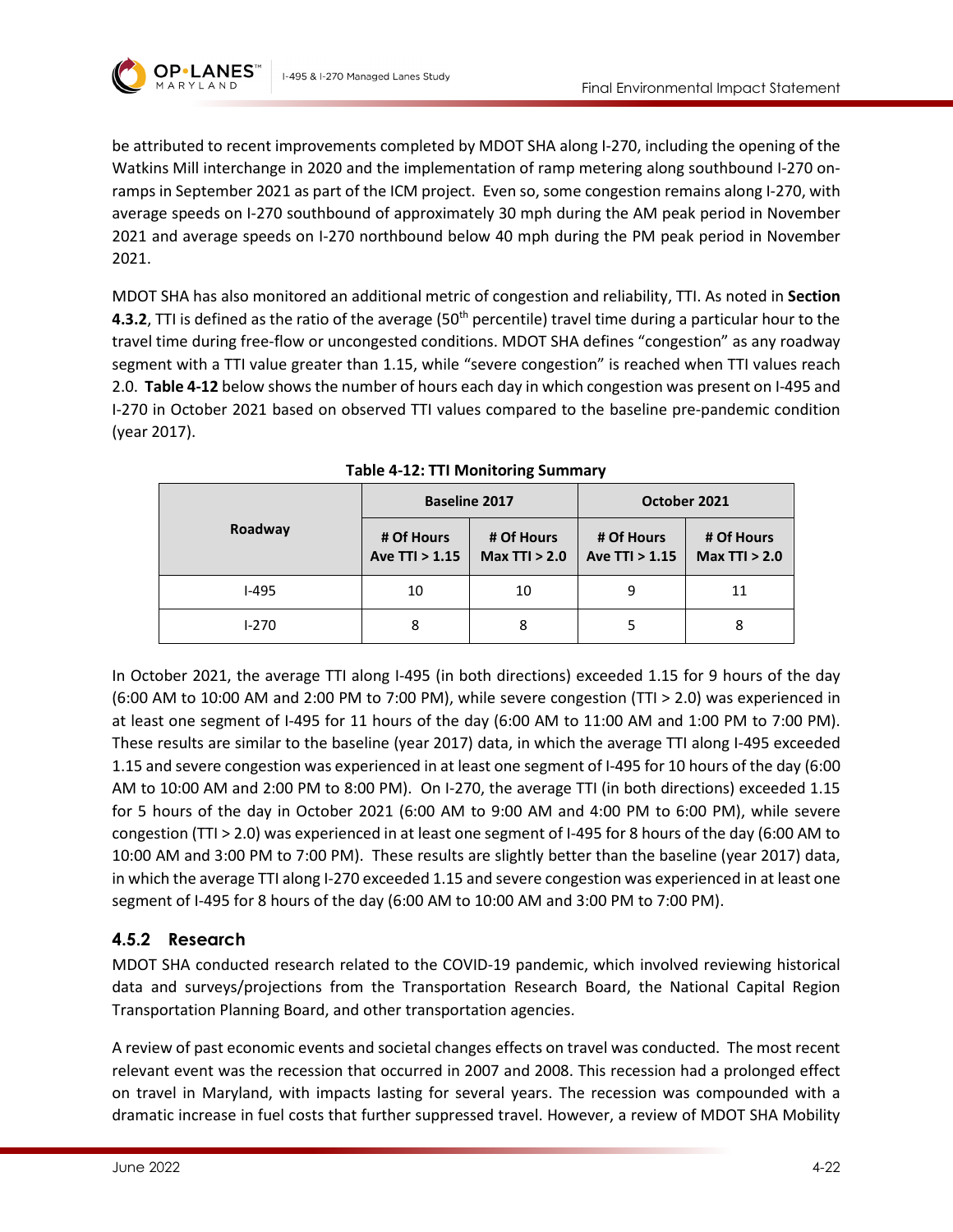be attributed to recent improvements completed by MDOT SHA along I-270, including the opening of the Watkins Mill interchange in 2020 and the implementation of ramp metering along southbound I-270 on-ramps in September 2021 as part of the ICM project. Even so, some congestion remains along I-270, with average speeds on I-270 southbound of approximately 30 mph during the AM peak period in November 2021 and average speeds on I-270 northbound below 40 mph during the PM peak period in November 2021.

MDOT SHA has also monitored an additional metric of congestion and reliability, TTI. As noted in **Section 4.3.2**, TTI is defined as the ratio of the average (50th percentile) travel time during a particular hour to the travel time during free-flow or uncongested conditions. MDOT SHA defines "congestion" as any roadway segment with a TTI value greater than 1.15, while "severe congestion" is reached when TTI values reach 2.0. **Table 4-12** below shows the number of hours each day in which congestion was present on I-495 and I-270 in October 2021 based on observed TTI values compared to the baseline pre-pandemic condition (year 2017).

**Table 4-12: TTI Monitoring Summary**

| Roadway | Baseline 2017 | | October 2021 | |
|---|---|---|---|---|
| | # Of Hours Ave TTI > 1.15 | # Of Hours Max TTI > 2.0 | # Of Hours Ave TTI > 1.15 | # Of Hours Max TTI > 2.0 |
| I-495 | 10 | 10 | 9 | 11 |
| I-270 | 8 | 8 | 5 | 8 |

In October 2021, the average TTI along I-495 (in both directions) exceeded 1.15 for 9 hours of the day (6:00 AM to 10:00 AM and 2:00 PM to 7:00 PM), while severe congestion (TTI > 2.0) was experienced in at least one segment of I-495 for 11 hours of the day (6:00 AM to 11:00 AM and 1:00 PM to 7:00 PM). These results are similar to the baseline (year 2017) data, in which the average TTI along I-495 exceeded 1.15 and severe congestion was experienced in at least one segment of I-495 for 10 hours of the day (6:00 AM to 10:00 AM and 2:00 PM to 8:00 PM). On I-270, the average TTI (in both directions) exceeded 1.15 for 5 hours of the day in October 2021 (6:00 AM to 9:00 AM and 4:00 PM to 6:00 PM), while severe congestion (TTI > 2.0) was experienced in at least one segment of I-495 for 8 hours of the day (6:00 AM to 10:00 AM and 3:00 PM to 7:00 PM). These results are slightly better than the baseline (year 2017) data, in which the average TTI along I-270 exceeded 1.15 and severe congestion was experienced in at least one segment of I-495 for 8 hours of the day (6:00 AM to 10:00 AM and 3:00 PM to 7:00 PM).

### 4.5.2 Research

MDOT SHA conducted research related to the COVID-19 pandemic, which involved reviewing historical data and surveys/projections from the Transportation Research Board, the National Capital Region Transportation Planning Board, and other transportation agencies.

A review of past economic events and societal changes effects on travel was conducted. The most recent relevant event was the recession that occurred in 2007 and 2008. This recession had a prolonged effect on travel in Maryland, with impacts lasting for several years. The recession was compounded with a dramatic increase in fuel costs that further suppressed travel. However, a review of MDOT SHA Mobility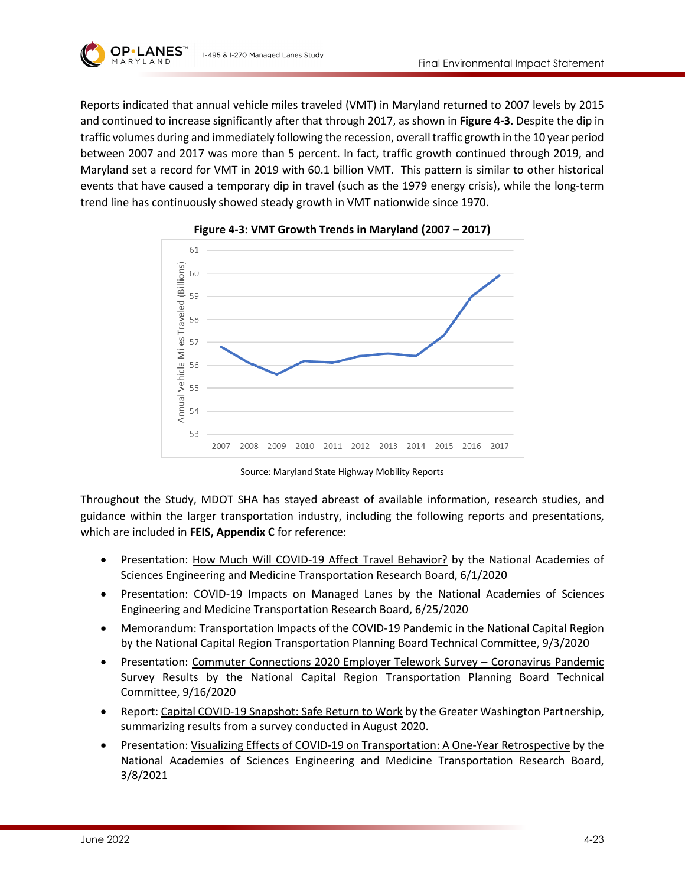Reports indicated that annual vehicle miles traveled (VMT) in Maryland returned to 2007 levels by 2015 and continued to increase significantly after that through 2017, as shown in **Figure 4-3**. Despite the dip in traffic volumes during and immediately following the recession, overall traffic growth in the 10 year period between 2007 and 2017 was more than 5 percent. In fact, traffic growth continued through 2019, and Maryland set a record for VMT in 2019 with 60.1 billion VMT. This pattern is similar to other historical events that have caused a temporary dip in travel (such as the 1979 energy crisis), while the long-term trend line has continuously showed steady growth in VMT nationwide since 1970.

**Figure 4-3: VMT Growth Trends in Maryland (2007 – 2017)**

Source: Maryland State Highway Mobility Reports

Throughout the Study, MDOT SHA has stayed abreast of available information, research studies, and guidance within the larger transportation industry, including the following reports and presentations, which are included in **FEIS, Appendix C** for reference:

- Presentation: How Much Will COVID-19 Affect Travel Behavior? by the National Academies of Sciences Engineering and Medicine Transportation Research Board, 6/1/2020
- Presentation: COVID-19 Impacts on Managed Lanes by the National Academies of Sciences Engineering and Medicine Transportation Research Board, 6/25/2020
- Memorandum: Transportation Impacts of the COVID-19 Pandemic in the National Capital Region by the National Capital Region Transportation Planning Board Technical Committee, 9/3/2020
- Presentation: Commuter Connections 2020 Employer Telework Survey – Coronavirus Pandemic Survey Results by the National Capital Region Transportation Planning Board Technical Committee, 9/16/2020
- Report: Capital COVID-19 Snapshot: Safe Return to Work by the Greater Washington Partnership, summarizing results from a survey conducted in August 2020.
- Presentation: Visualizing Effects of COVID-19 on Transportation: A One-Year Retrospective by the National Academies of Sciences Engineering and Medicine Transportation Research Board, 3/8/2021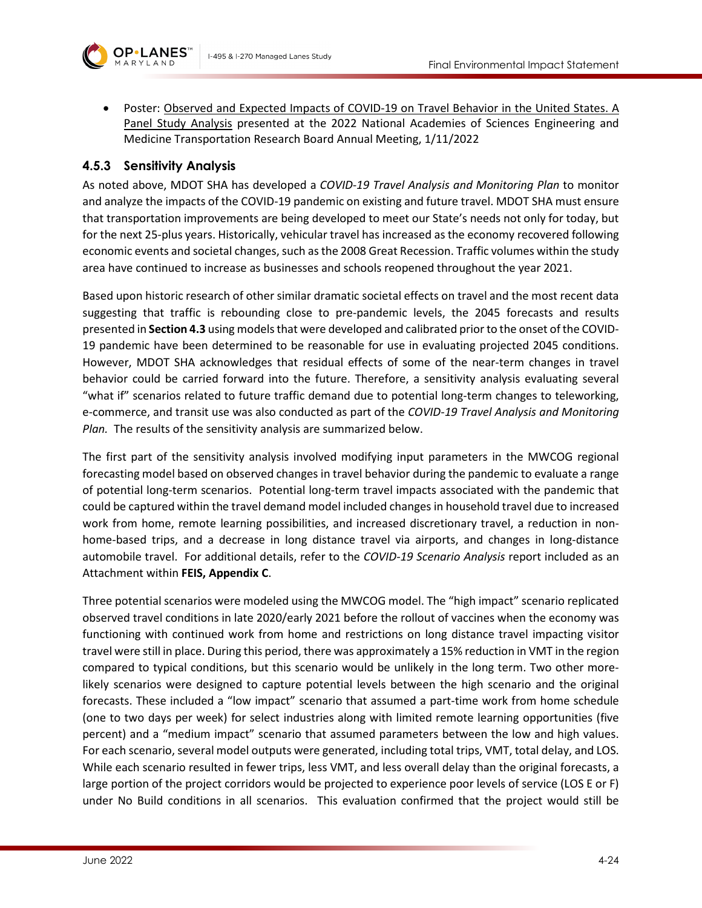- Poster: Observed and Expected Impacts of COVID-19 on Travel Behavior in the United States. A Panel Study Analysis presented at the 2022 National Academies of Sciences Engineering and Medicine Transportation Research Board Annual Meeting, 1/11/2022

### 4.5.3 Sensitivity Analysis

As noted above, MDOT SHA has developed a *COVID-19 Travel Analysis and Monitoring Plan* to monitor and analyze the impacts of the COVID-19 pandemic on existing and future travel. MDOT SHA must ensure that transportation improvements are being developed to meet our State's needs not only for today, but for the next 25-plus years. Historically, vehicular travel has increased as the economy recovered following economic events and societal changes, such as the 2008 Great Recession. Traffic volumes within the study area have continued to increase as businesses and schools reopened throughout the year 2021.

Based upon historic research of other similar dramatic societal effects on travel and the most recent data suggesting that traffic is rebounding close to pre-pandemic levels, the 2045 forecasts and results presented in **Section 4.3** using models that were developed and calibrated prior to the onset of the COVID-19 pandemic have been determined to be reasonable for use in evaluating projected 2045 conditions. However, MDOT SHA acknowledges that residual effects of some of the near-term changes in travel behavior could be carried forward into the future. Therefore, a sensitivity analysis evaluating several "what if" scenarios related to future traffic demand due to potential long-term changes to teleworking, e-commerce, and transit use was also conducted as part of the *COVID-19 Travel Analysis and Monitoring Plan.* The results of the sensitivity analysis are summarized below.

The first part of the sensitivity analysis involved modifying input parameters in the MWCOG regional forecasting model based on observed changes in travel behavior during the pandemic to evaluate a range of potential long-term scenarios. Potential long-term travel impacts associated with the pandemic that could be captured within the travel demand model included changes in household travel due to increased work from home, remote learning possibilities, and increased discretionary travel, a reduction in non-home-based trips, and a decrease in long distance travel via airports, and changes in long-distance automobile travel. For additional details, refer to the *COVID-19 Scenario Analysis* report included as an Attachment within **FEIS, Appendix C**.

Three potential scenarios were modeled using the MWCOG model. The "high impact" scenario replicated observed travel conditions in late 2020/early 2021 before the rollout of vaccines when the economy was functioning with continued work from home and restrictions on long distance travel impacting visitor travel were still in place. During this period, there was approximately a 15% reduction in VMT in the region compared to typical conditions, but this scenario would be unlikely in the long term. Two other more-likely scenarios were designed to capture potential levels between the high scenario and the original forecasts. These included a "low impact" scenario that assumed a part-time work from home schedule (one to two days per week) for select industries along with limited remote learning opportunities (five percent) and a "medium impact" scenario that assumed parameters between the low and high values. For each scenario, several model outputs were generated, including total trips, VMT, total delay, and LOS. While each scenario resulted in fewer trips, less VMT, and less overall delay than the original forecasts, a large portion of the project corridors would be projected to experience poor levels of service (LOS E or F) under No Build conditions in all scenarios. This evaluation confirmed that the project would still be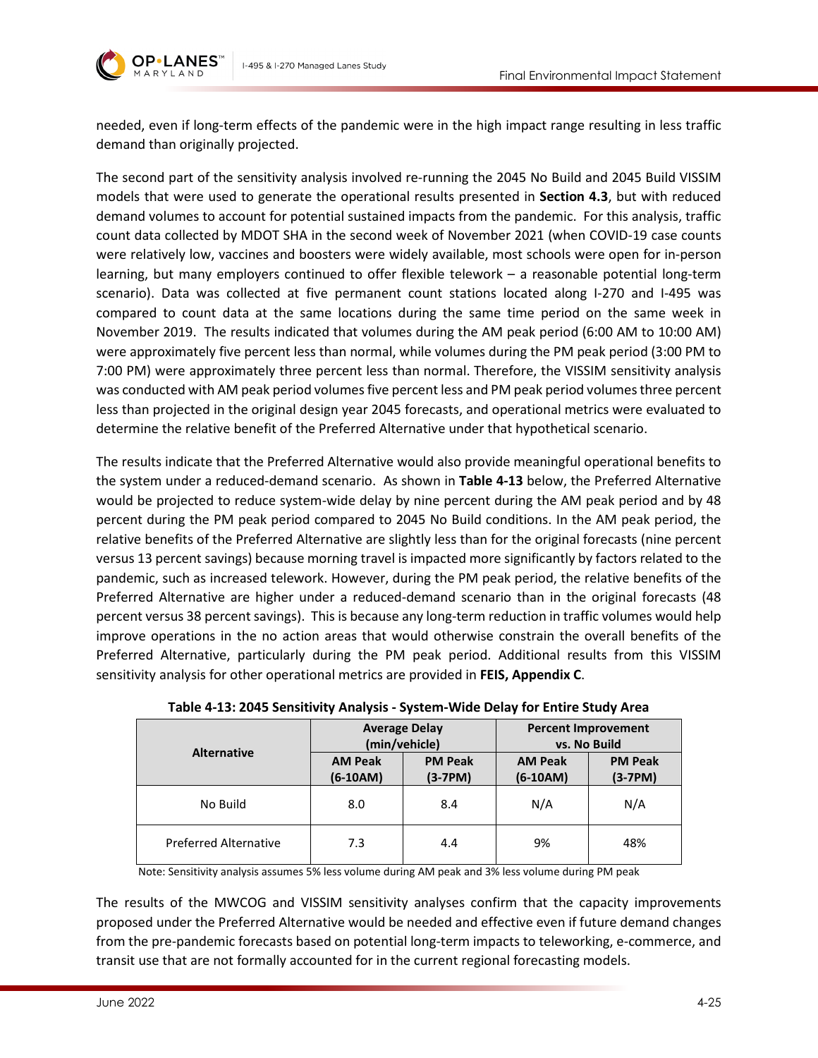needed, even if long-term effects of the pandemic were in the high impact range resulting in less traffic demand than originally projected.

The second part of the sensitivity analysis involved re-running the 2045 No Build and 2045 Build VISSIM models that were used to generate the operational results presented in **Section 4.3**, but with reduced demand volumes to account for potential sustained impacts from the pandemic. For this analysis, traffic count data collected by MDOT SHA in the second week of November 2021 (when COVID-19 case counts were relatively low, vaccines and boosters were widely available, most schools were open for in-person learning, but many employers continued to offer flexible telework – a reasonable potential long-term scenario). Data was collected at five permanent count stations located along I-270 and I-495 was compared to count data at the same locations during the same time period on the same week in November 2019. The results indicated that volumes during the AM peak period (6:00 AM to 10:00 AM) were approximately five percent less than normal, while volumes during the PM peak period (3:00 PM to 7:00 PM) were approximately three percent less than normal. Therefore, the VISSIM sensitivity analysis was conducted with AM peak period volumes five percent less and PM peak period volumes three percent less than projected in the original design year 2045 forecasts, and operational metrics were evaluated to determine the relative benefit of the Preferred Alternative under that hypothetical scenario.

The results indicate that the Preferred Alternative would also provide meaningful operational benefits to the system under a reduced-demand scenario. As shown in **Table 4-13** below, the Preferred Alternative would be projected to reduce system-wide delay by nine percent during the AM peak period and by 48 percent during the PM peak period compared to 2045 No Build conditions. In the AM peak period, the relative benefits of the Preferred Alternative are slightly less than for the original forecasts (nine percent versus 13 percent savings) because morning travel is impacted more significantly by factors related to the pandemic, such as increased telework. However, during the PM peak period, the relative benefits of the Preferred Alternative are higher under a reduced-demand scenario than in the original forecasts (48 percent versus 38 percent savings). This is because any long-term reduction in traffic volumes would help improve operations in the no action areas that would otherwise constrain the overall benefits of the Preferred Alternative, particularly during the PM peak period. Additional results from this VISSIM sensitivity analysis for other operational metrics are provided in **FEIS, Appendix C**.

**Table 4-13: 2045 Sensitivity Analysis - System-Wide Delay for Entire Study Area**

| Alternative | Average Delay (min/vehicle) | | Percent Improvement vs. No Build | |
|---|---|---|---|---|
| | AM Peak (6-10AM) | PM Peak (3-7PM) | AM Peak (6-10AM) | PM Peak (3-7PM) |
| No Build | 8.0 | 8.4 | N/A | N/A |
| Preferred Alternative | 7.3 | 4.4 | 9% | 48% |

Note: Sensitivity analysis assumes 5% less volume during AM peak and 3% less volume during PM peak

The results of the MWCOG and VISSIM sensitivity analyses confirm that the capacity improvements proposed under the Preferred Alternative would be needed and effective even if future demand changes from the pre-pandemic forecasts based on potential long-term impacts to teleworking, e-commerce, and transit use that are not formally accounted for in the current regional forecasting models.